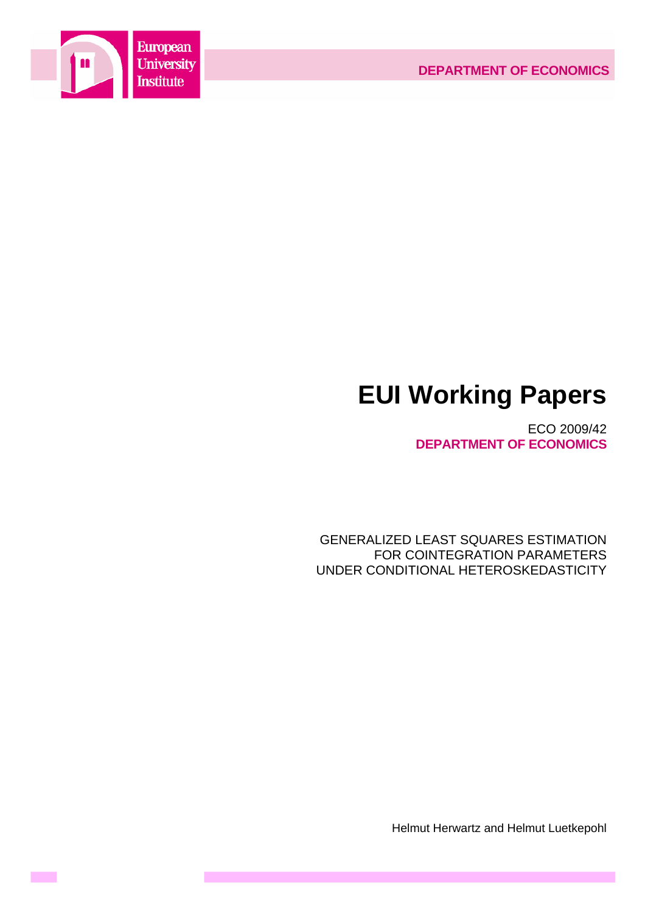European University Institute

DEPARTMENT OF ECONOMICS

# EUI Working Papers

ECO 2009/42

**DEPARTMENT OF ECONOMICS**

GENERALIZED LEAST SQUARES ESTIMATION
FOR COINTEGRATION PARAMETERS
UNDER CONDITIONAL HETEROSKEDASTICITY

Helmut Herwartz and Helmut Luetkepohl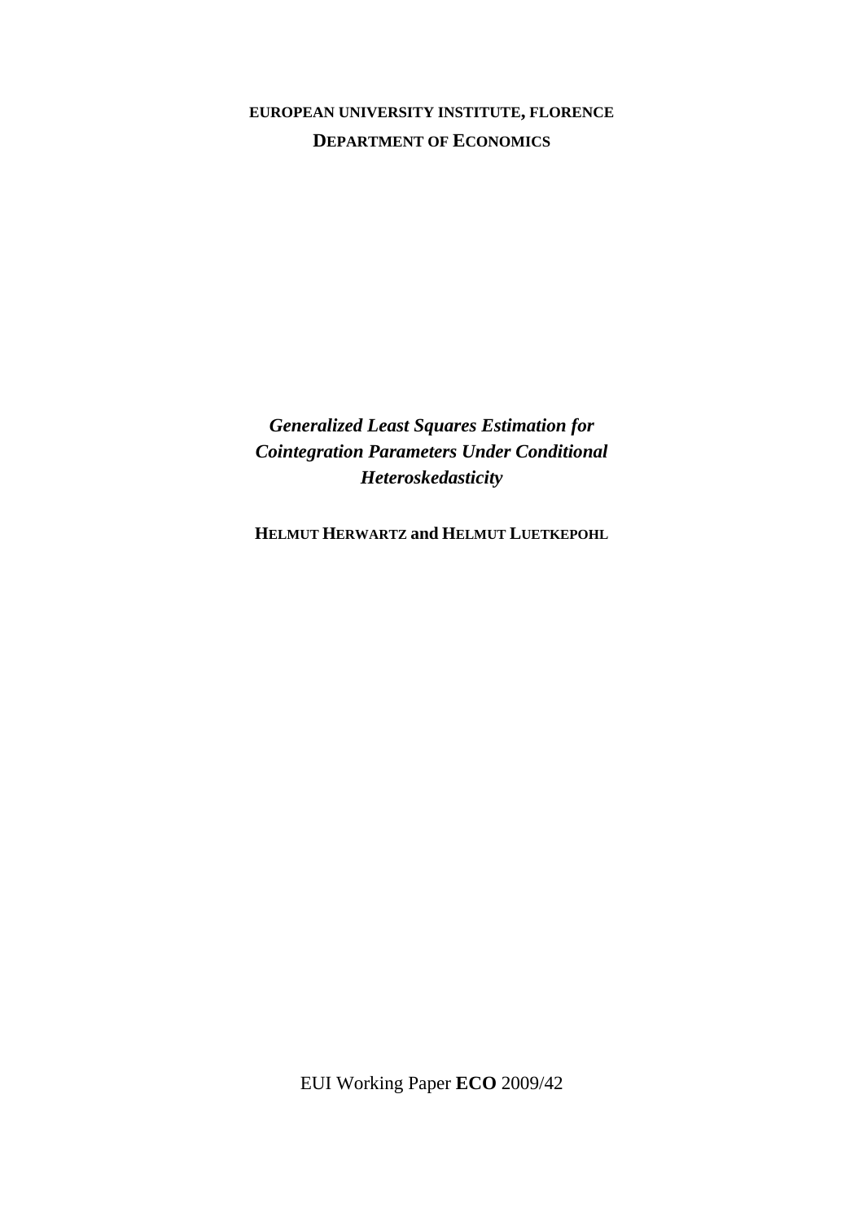**EUROPEAN UNIVERSITY INSTITUTE, FLORENCE**

**DEPARTMENT OF ECONOMICS**

***Generalized Least Squares Estimation for Cointegration Parameters Under Conditional Heteroskedasticity***

**HELMUT HERWARTZ and HELMUT LUETKEPOHL**

EUI Working Paper **ECO** 2009/42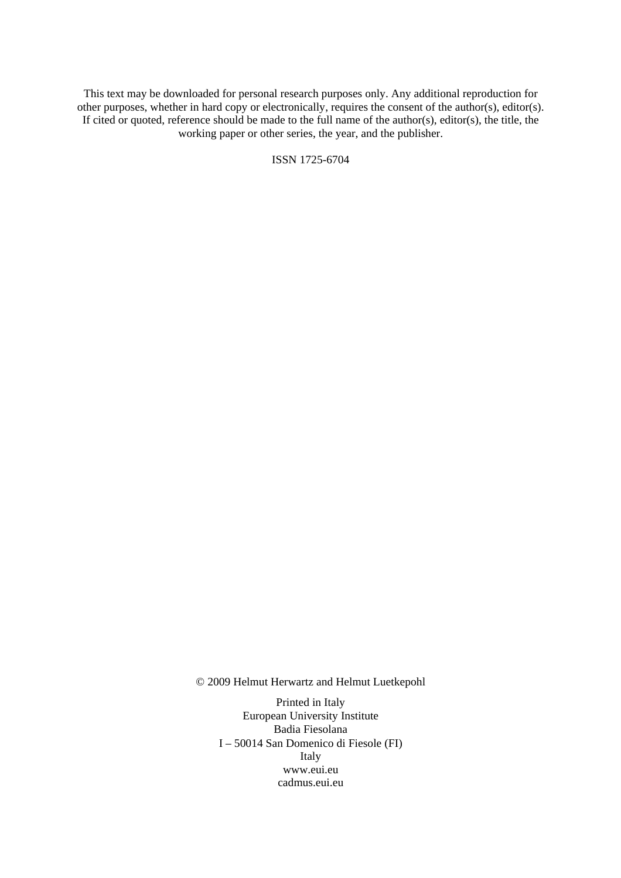This text may be downloaded for personal research purposes only. Any additional reproduction for other purposes, whether in hard copy or electronically, requires the consent of the author(s), editor(s). If cited or quoted, reference should be made to the full name of the author(s), editor(s), the title, the working paper or other series, the year, and the publisher.

ISSN 1725-6704

© 2009 Helmut Herwartz and Helmut Luetkepohl

Printed in Italy  
European University Institute  
Badia Fiesolana  
I – 50014 San Domenico di Fiesole (FI)  
Italy  
www.eui.eu  
cadmus.eui.eu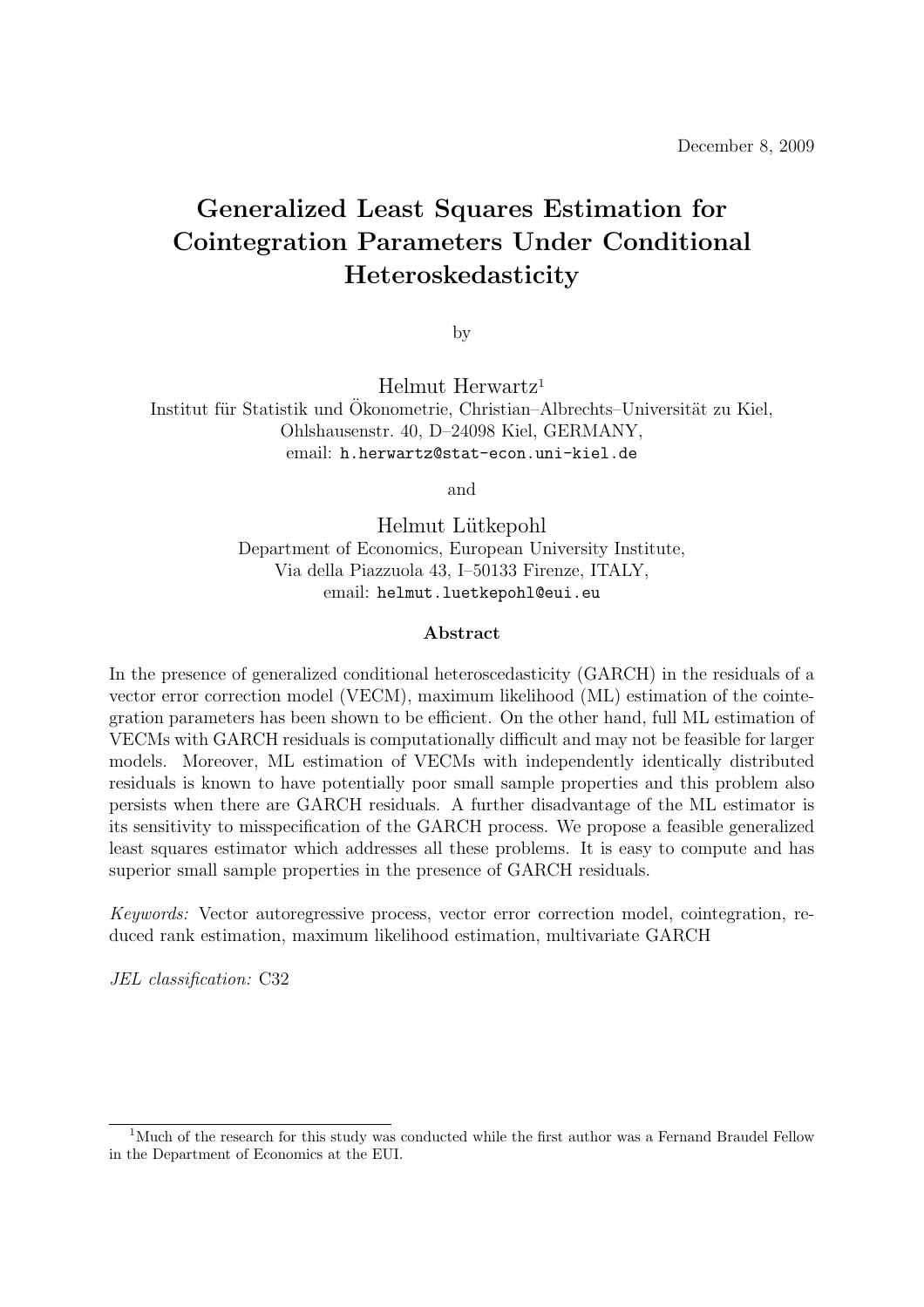December 8, 2009

# Generalized Least Squares Estimation for Cointegration Parameters Under Conditional Heteroskedasticity

by

Helmut Herwartz[1]
Institut für Statistik und Ökonometrie, Christian–Albrechts–Universität zu Kiel,
Ohlshausenstr. 40, D–24098 Kiel, GERMANY,
email: h.herwartz@stat-econ.uni-kiel.de

and

Helmut Lütkepohl
Department of Economics, European University Institute,
Via della Piazzuola 43, I–50133 Firenze, ITALY,
email: helmut.luetkepohl@eui.eu

### Abstract

In the presence of generalized conditional heteroscedasticity (GARCH) in the residuals of a vector error correction model (VECM), maximum likelihood (ML) estimation of the cointegration parameters has been shown to be efficient. On the other hand, full ML estimation of VECMs with GARCH residuals is computationally difficult and may not be feasible for larger models. Moreover, ML estimation of VECMs with independently identically distributed residuals is known to have potentially poor small sample properties and this problem also persists when there are GARCH residuals. A further disadvantage of the ML estimator is its sensitivity to misspecification of the GARCH process. We propose a feasible generalized least squares estimator which addresses all these problems. It is easy to compute and has superior small sample properties in the presence of GARCH residuals.

*Keywords:* Vector autoregressive process, vector error correction model, cointegration, reduced rank estimation, maximum likelihood estimation, multivariate GARCH

*JEL classification:* C32

[1]Much of the research for this study was conducted while the first author was a Fernand Braudel Fellow in the Department of Economics at the EUI.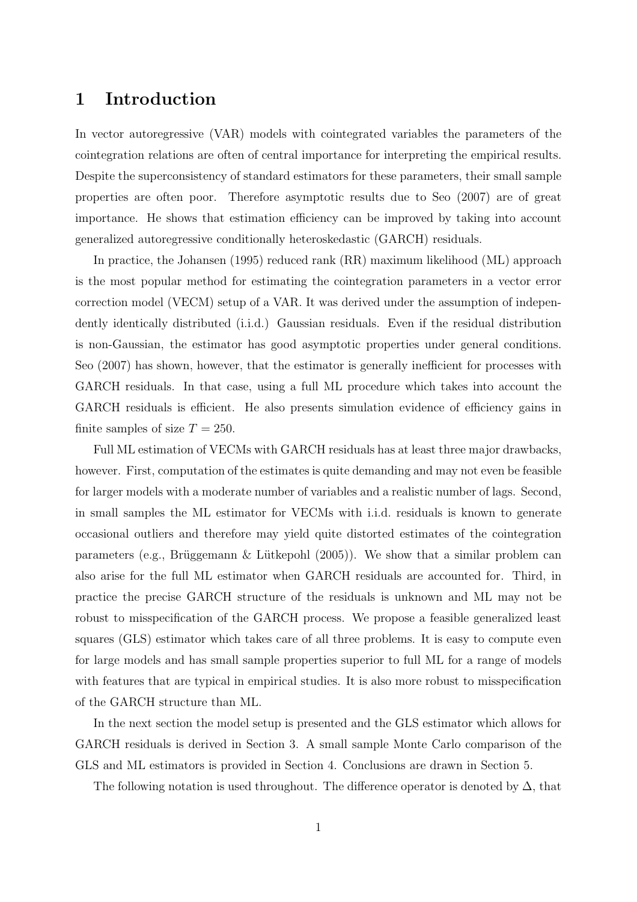# 1 Introduction

In vector autoregressive (VAR) models with cointegrated variables the parameters of the cointegration relations are often of central importance for interpreting the empirical results. Despite the superconsistency of standard estimators for these parameters, their small sample properties are often poor. Therefore asymptotic results due to Seo (2007) are of great importance. He shows that estimation efficiency can be improved by taking into account generalized autoregressive conditionally heteroskedastic (GARCH) residuals.

In practice, the Johansen (1995) reduced rank (RR) maximum likelihood (ML) approach is the most popular method for estimating the cointegration parameters in a vector error correction model (VECM) setup of a VAR. It was derived under the assumption of independently identically distributed (i.i.d.) Gaussian residuals. Even if the residual distribution is non-Gaussian, the estimator has good asymptotic properties under general conditions. Seo (2007) has shown, however, that the estimator is generally inefficient for processes with GARCH residuals. In that case, using a full ML procedure which takes into account the GARCH residuals is efficient. He also presents simulation evidence of efficiency gains in finite samples of size $T = 250$.

Full ML estimation of VECMs with GARCH residuals has at least three major drawbacks, however. First, computation of the estimates is quite demanding and may not even be feasible for larger models with a moderate number of variables and a realistic number of lags. Second, in small samples the ML estimator for VECMs with i.i.d. residuals is known to generate occasional outliers and therefore may yield quite distorted estimates of the cointegration parameters (e.g., Brüggemann & Lütkepohl (2005)). We show that a similar problem can also arise for the full ML estimator when GARCH residuals are accounted for. Third, in practice the precise GARCH structure of the residuals is unknown and ML may not be robust to misspecification of the GARCH process. We propose a feasible generalized least squares (GLS) estimator which takes care of all three problems. It is easy to compute even for large models and has small sample properties superior to full ML for a range of models with features that are typical in empirical studies. It is also more robust to misspecification of the GARCH structure than ML.

In the next section the model setup is presented and the GLS estimator which allows for GARCH residuals is derived in Section 3. A small sample Monte Carlo comparison of the GLS and ML estimators is provided in Section 4. Conclusions are drawn in Section 5.

The following notation is used throughout. The difference operator is denoted by $\Delta$, that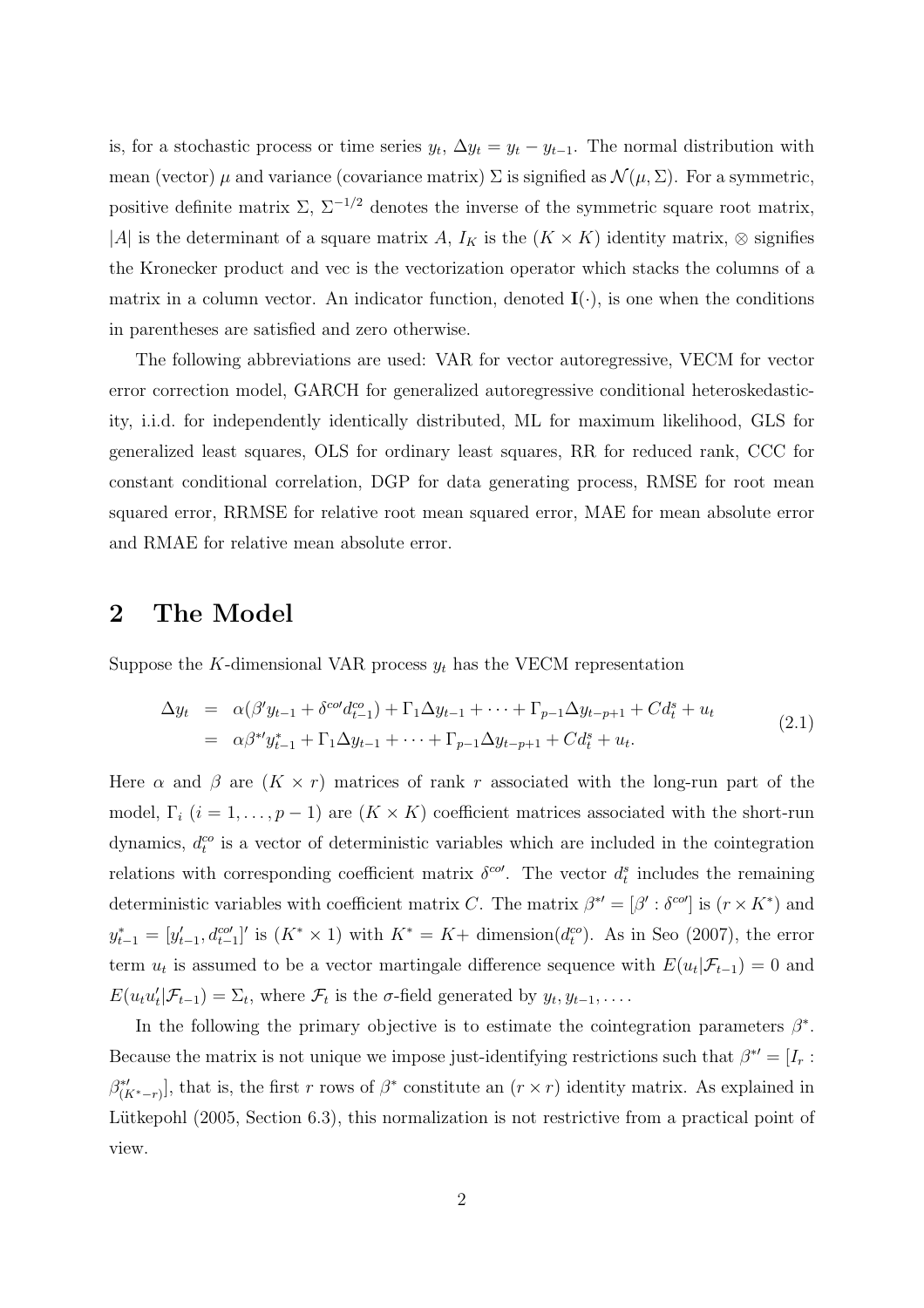is, for a stochastic process or time series $y_t$, $\Delta y_t = y_t - y_{t-1}$. The normal distribution with mean (vector) $\mu$ and variance (covariance matrix) $\Sigma$ is signified as $\mathcal{N}(\mu, \Sigma)$. For a symmetric, positive definite matrix $\Sigma$, $\Sigma^{-1/2}$ denotes the inverse of the symmetric square root matrix, $|A|$ is the determinant of a square matrix $A$, $I_K$ is the $(K \times K)$ identity matrix, $\otimes$ signifies the Kronecker product and vec is the vectorization operator which stacks the columns of a matrix in a column vector. An indicator function, denoted $\mathbf{I}(\cdot)$, is one when the conditions in parentheses are satisfied and zero otherwise.

The following abbreviations are used: VAR for vector autoregressive, VECM for vector error correction model, GARCH for generalized autoregressive conditional heteroskedasticity, i.i.d. for independently identically distributed, ML for maximum likelihood, GLS for generalized least squares, OLS for ordinary least squares, RR for reduced rank, CCC for constant conditional correlation, DGP for data generating process, RMSE for root mean squared error, RRMSE for relative root mean squared error, MAE for mean absolute error and RMAE for relative mean absolute error.

## 2 The Model

Suppose the $K$-dimensional VAR process $y_t$ has the VECM representation

$$
\begin{aligned}
\Delta y_t &= \alpha(\beta' y_{t-1} + \delta^{co\prime} d^{co}_{t-1}) + \Gamma_1 \Delta y_{t-1} + \cdots + \Gamma_{p-1} \Delta y_{t-p+1} + C d^s_t + u_t \\
&= \alpha \beta^{*\prime} y^*_{t-1} + \Gamma_1 \Delta y_{t-1} + \cdots + \Gamma_{p-1} \Delta y_{t-p+1} + C d^s_t + u_t.
\end{aligned}
\tag{2.1}
$$

Here $\alpha$ and $\beta$ are $(K \times r)$ matrices of rank $r$ associated with the long-run part of the model, $\Gamma_i$ $(i = 1, \ldots, p-1)$ are $(K \times K)$ coefficient matrices associated with the short-run dynamics, $d^{co}_t$ is a vector of deterministic variables which are included in the cointegration relations with corresponding coefficient matrix $\delta^{co\prime}$. The vector $d^s_t$ includes the remaining deterministic variables with coefficient matrix $C$. The matrix $\beta^{*\prime} = [\beta' : \delta^{co\prime}]$ is $(r \times K^*)$ and $y^*_{t-1} = [y'_{t-1}, d^{co\prime}_{t-1}]'$ is $(K^* \times 1)$ with $K^* = K +$ dimension$(d^{co}_t)$. As in Seo (2007), the error term $u_t$ is assumed to be a vector martingale difference sequence with $E(u_t|\mathcal{F}_{t-1}) = 0$ and $E(u_t u'_t|\mathcal{F}_{t-1}) = \Sigma_t$, where $\mathcal{F}_t$ is the $\sigma$-field generated by $y_t, y_{t-1}, \ldots$.

In the following the primary objective is to estimate the cointegration parameters $\beta^*$. Because the matrix is not unique we impose just-identifying restrictions such that $\beta^{*\prime} = [I_r : \beta^{*\prime}_{(K^*-r)}]$, that is, the first $r$ rows of $\beta^*$ constitute an $(r \times r)$ identity matrix. As explained in Lütkepohl (2005, Section 6.3), this normalization is not restrictive from a practical point of view.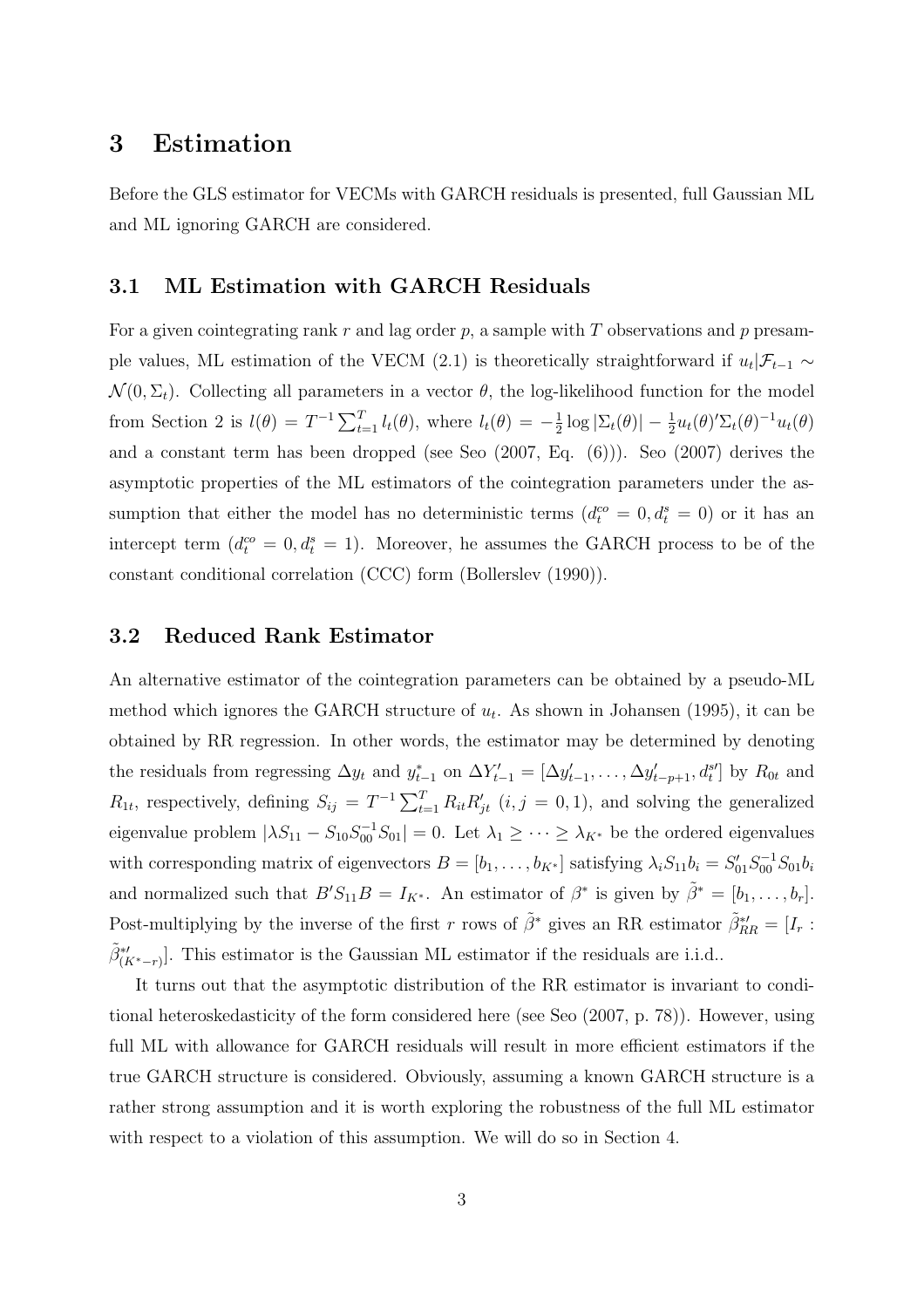# 3 Estimation

Before the GLS estimator for VECMs with GARCH residuals is presented, full Gaussian ML and ML ignoring GARCH are considered.

## 3.1 ML Estimation with GARCH Residuals

For a given cointegrating rank $r$ and lag order $p$, a sample with $T$ observations and $p$ presample values, ML estimation of the VECM (2.1) is theoretically straightforward if $u_t|\mathcal{F}_{t-1} \sim \mathcal{N}(0, \Sigma_t)$. Collecting all parameters in a vector $\theta$, the log-likelihood function for the model from Section 2 is $l(\theta) = T^{-1} \sum_{t=1}^{T} l_t(\theta)$, where $l_t(\theta) = -\frac{1}{2} \log |\Sigma_t(\theta)| - \frac{1}{2} u_t(\theta)' \Sigma_t(\theta)^{-1} u_t(\theta)$ and a constant term has been dropped (see Seo (2007, Eq. (6))). Seo (2007) derives the asymptotic properties of the ML estimators of the cointegration parameters under the assumption that either the model has no deterministic terms ($d_t^{co} = 0, d_t^s = 0$) or it has an intercept term ($d_t^{co} = 0, d_t^s = 1$). Moreover, he assumes the GARCH process to be of the constant conditional correlation (CCC) form (Bollerslev (1990)).

## 3.2 Reduced Rank Estimator

An alternative estimator of the cointegration parameters can be obtained by a pseudo-ML method which ignores the GARCH structure of $u_t$. As shown in Johansen (1995), it can be obtained by RR regression. In other words, the estimator may be determined by denoting the residuals from regressing $\Delta y_t$ and $y_{t-1}^*$ on $\Delta Y_{t-1}' = [\Delta y_{t-1}', \ldots, \Delta y_{t-p+1}', d_t^{s\prime}]$ by $R_{0t}$ and $R_{1t}$, respectively, defining $S_{ij} = T^{-1} \sum_{t=1}^{T} R_{it} R_{jt}'$ $(i, j = 0, 1)$, and solving the generalized eigenvalue problem $|\lambda S_{11} - S_{10} S_{00}^{-1} S_{01}| = 0$. Let $\lambda_1 \geq \cdots \geq \lambda_{K^*}$ be the ordered eigenvalues with corresponding matrix of eigenvectors $B = [b_1, \ldots, b_{K^*}]$ satisfying $\lambda_i S_{11} b_i = S_{01}' S_{00}^{-1} S_{01} b_i$ and normalized such that $B' S_{11} B = I_{K^*}$. An estimator of $\beta^*$ is given by $\tilde{\beta}^* = [b_1, \ldots, b_r]$. Post-multiplying by the inverse of the first $r$ rows of $\tilde{\beta}^*$ gives an RR estimator $\tilde{\beta}_{RR}^{*\prime} = [I_r : \tilde{\beta}_{(K^*-r)}^{*\prime}]$. This estimator is the Gaussian ML estimator if the residuals are i.i.d..

It turns out that the asymptotic distribution of the RR estimator is invariant to conditional heteroskedasticity of the form considered here (see Seo (2007, p. 78)). However, using full ML with allowance for GARCH residuals will result in more efficient estimators if the true GARCH structure is considered. Obviously, assuming a known GARCH structure is a rather strong assumption and it is worth exploring the robustness of the full ML estimator with respect to a violation of this assumption. We will do so in Section 4.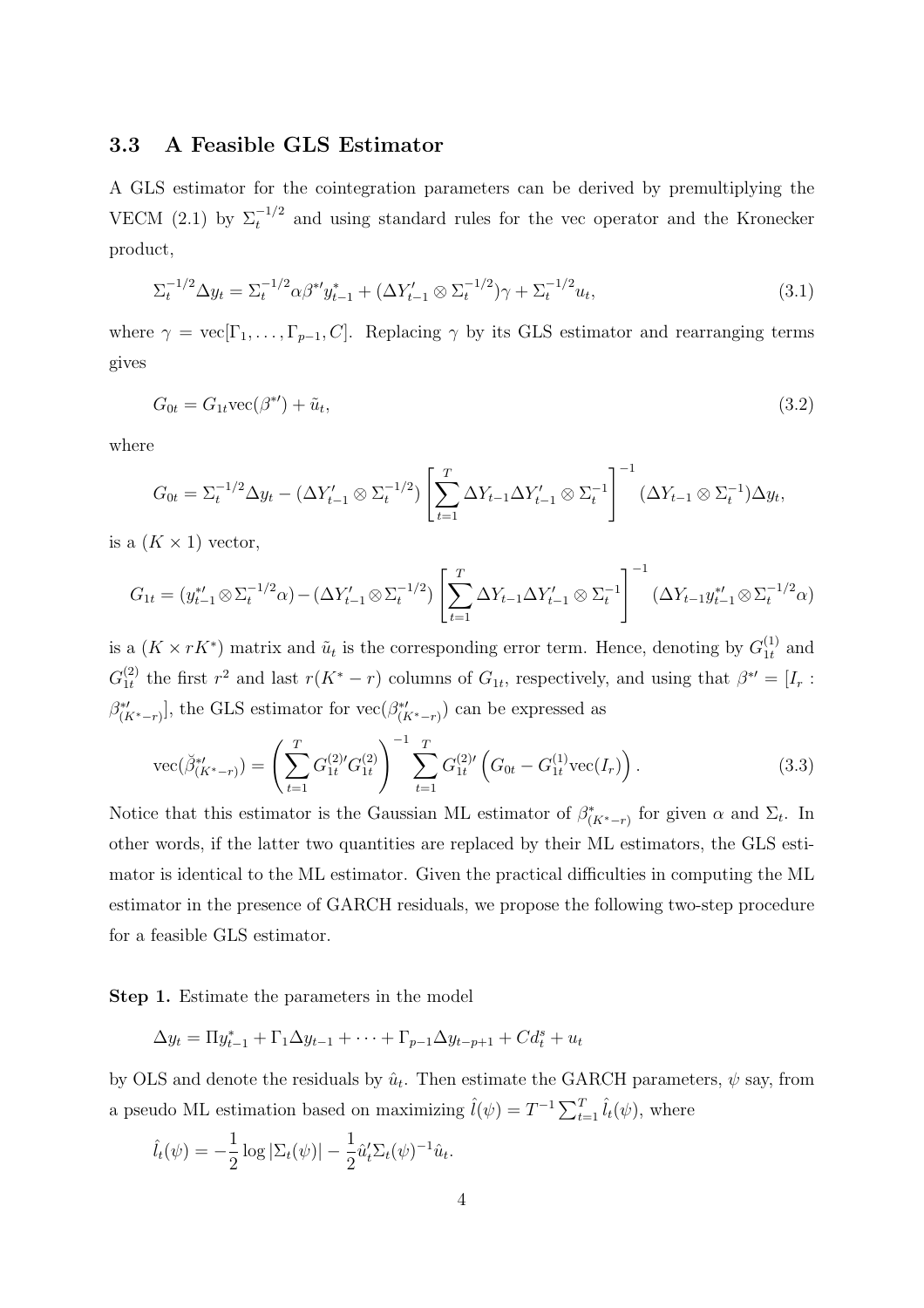### 3.3 A Feasible GLS Estimator

A GLS estimator for the cointegration parameters can be derived by premultiplying the VECM (2.1) by $\Sigma_t^{-1/2}$ and using standard rules for the vec operator and the Kronecker product,

$$\Sigma_t^{-1/2}\Delta y_t = \Sigma_t^{-1/2}\alpha\beta^{*\prime}y_{t-1}^{*} + (\Delta Y_{t-1}^{\prime} \otimes \Sigma_t^{-1/2})\gamma + \Sigma_t^{-1/2}u_t, \tag{3.1}$$

where $\gamma = \text{vec}[\Gamma_1, \ldots, \Gamma_{p-1}, C]$. Replacing $\gamma$ by its GLS estimator and rearranging terms gives

$$G_{0t} = G_{1t}\text{vec}(\beta^{*\prime}) + \tilde{u}_t, \tag{3.2}$$

where

$$G_{0t} = \Sigma_t^{-1/2}\Delta y_t - (\Delta Y_{t-1}^{\prime} \otimes \Sigma_t^{-1/2})\left[\sum_{t=1}^{T} \Delta Y_{t-1}\Delta Y_{t-1}^{\prime} \otimes \Sigma_t^{-1}\right]^{-1}(\Delta Y_{t-1} \otimes \Sigma_t^{-1})\Delta y_t,$$

is a $(K \times 1)$ vector,

$$G_{1t} = (y_{t-1}^{*\prime} \otimes \Sigma_t^{-1/2}\alpha) - (\Delta Y_{t-1}^{\prime} \otimes \Sigma_t^{-1/2})\left[\sum_{t=1}^{T} \Delta Y_{t-1}\Delta Y_{t-1}^{\prime} \otimes \Sigma_t^{-1}\right]^{-1}(\Delta Y_{t-1}y_{t-1}^{*\prime} \otimes \Sigma_t^{-1/2}\alpha)$$

is a $(K \times rK^*)$ matrix and $\tilde{u}_t$ is the corresponding error term. Hence, denoting by $G_{1t}^{(1)}$ and $G_{1t}^{(2)}$ the first $r^2$ and last $r(K^* - r)$ columns of $G_{1t}$, respectively, and using that $\beta^{*\prime} = [I_r : \beta_{(K^*-r)}^{*\prime}]$, the GLS estimator for $\text{vec}(\beta_{(K^*-r)}^{*\prime})$ can be expressed as

$$\text{vec}(\breve{\beta}_{(K^*-r)}^{*\prime}) = \left(\sum_{t=1}^{T} G_{1t}^{(2)\prime}G_{1t}^{(2)}\right)^{-1}\sum_{t=1}^{T} G_{1t}^{(2)\prime}\left(G_{0t} - G_{1t}^{(1)}\text{vec}(I_r)\right). \tag{3.3}$$

Notice that this estimator is the Gaussian ML estimator of $\beta_{(K^*-r)}^{*}$ for given $\alpha$ and $\Sigma_t$. In other words, if the latter two quantities are replaced by their ML estimators, the GLS estimator is identical to the ML estimator. Given the practical difficulties in computing the ML estimator in the presence of GARCH residuals, we propose the following two-step procedure for a feasible GLS estimator.

**Step 1.** Estimate the parameters in the model

$$\Delta y_t = \Pi y_{t-1}^{*} + \Gamma_1\Delta y_{t-1} + \cdots + \Gamma_{p-1}\Delta y_{t-p+1} + Cd_t^s + u_t$$

by OLS and denote the residuals by $\hat{u}_t$. Then estimate the GARCH parameters, $\psi$ say, from a pseudo ML estimation based on maximizing $\hat{l}(\psi) = T^{-1}\sum_{t=1}^{T}\hat{l}_t(\psi)$, where

$$\hat{l}_t(\psi) = -\frac{1}{2}\log|\Sigma_t(\psi)| - \frac{1}{2}\hat{u}_t^{\prime}\Sigma_t(\psi)^{-1}\hat{u}_t.$$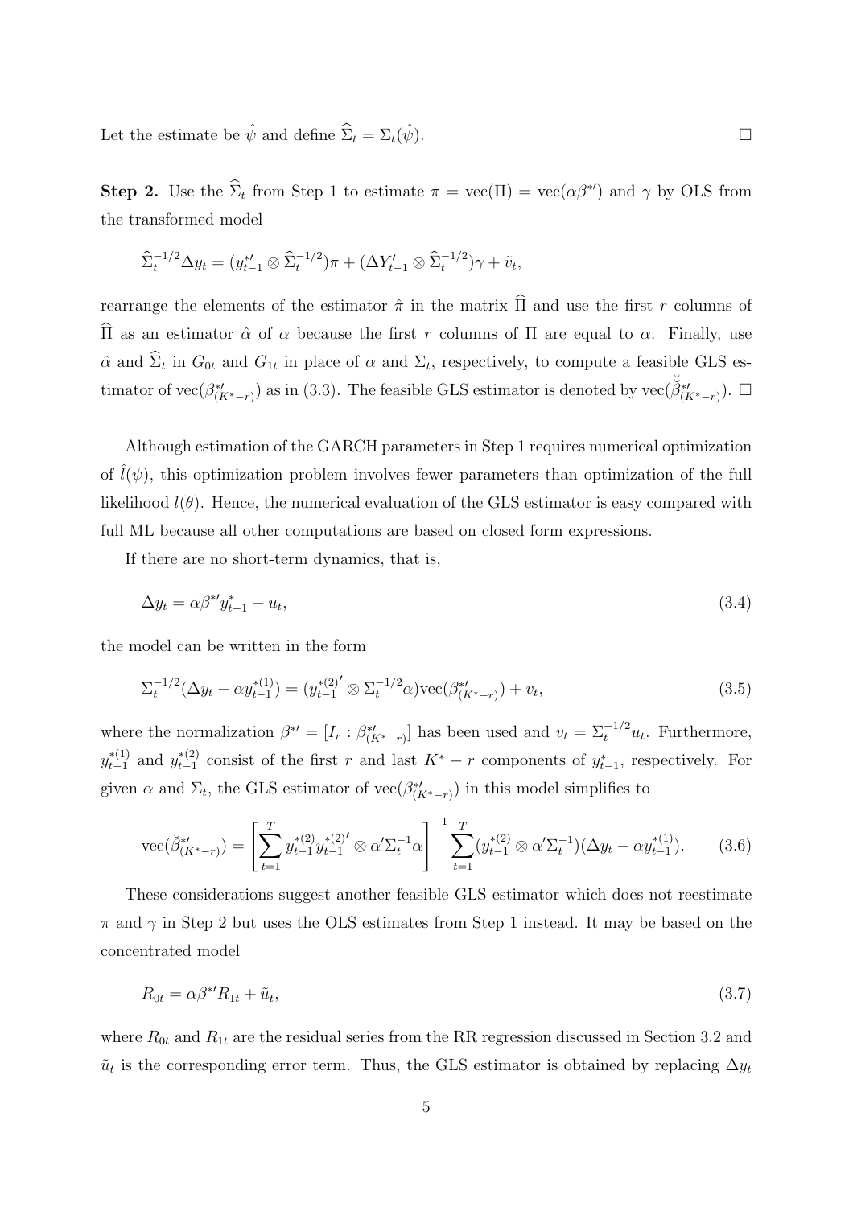Let the estimate be $\hat{\psi}$ and define $\widehat{\Sigma}_t = \Sigma_t(\hat{\psi})$. $\square$

**Step 2.** Use the $\widehat{\Sigma}_t$ from Step 1 to estimate $\pi = \text{vec}(\Pi) = \text{vec}(\alpha\beta^{*\prime})$ and $\gamma$ by OLS from the transformed model

$$\widehat{\Sigma}_t^{-1/2}\Delta y_t = (y_{t-1}^{*\prime} \otimes \widehat{\Sigma}_t^{-1/2})\pi + (\Delta Y_{t-1}' \otimes \widehat{\Sigma}_t^{-1/2})\gamma + \tilde{v}_t,$$

rearrange the elements of the estimator $\hat{\pi}$ in the matrix $\widehat{\Pi}$ and use the first $r$ columns of $\widehat{\Pi}$ as an estimator $\hat{\alpha}$ of $\alpha$ because the first $r$ columns of $\Pi$ are equal to $\alpha$. Finally, use $\hat{\alpha}$ and $\widehat{\Sigma}_t$ in $G_{0t}$ and $G_{1t}$ in place of $\alpha$ and $\Sigma_t$, respectively, to compute a feasible GLS estimator of $\text{vec}(\beta_{(K^*-r)}^{*\prime})$ as in (3.3). The feasible GLS estimator is denoted by $\text{vec}(\breve{\breve{\beta}}_{(K^*-r)}^{*\prime})$. $\square$

Although estimation of the GARCH parameters in Step 1 requires numerical optimization of $\hat{l}(\psi)$, this optimization problem involves fewer parameters than optimization of the full likelihood $l(\theta)$. Hence, the numerical evaluation of the GLS estimator is easy compared with full ML because all other computations are based on closed form expressions.

If there are no short-term dynamics, that is,

$$\Delta y_t = \alpha\beta^{*\prime}y_{t-1}^* + u_t, \tag{3.4}$$

the model can be written in the form

$$\Sigma_t^{-1/2}(\Delta y_t - \alpha y_{t-1}^{*(1)}) = (y_{t-1}^{*(2)\prime} \otimes \Sigma_t^{-1/2}\alpha)\text{vec}(\beta_{(K^*-r)}^{*\prime}) + v_t, \tag{3.5}$$

where the normalization $\beta^{*\prime} = [I_r : \beta_{(K^*-r)}^{*\prime}]$ has been used and $v_t = \Sigma_t^{-1/2}u_t$. Furthermore, $y_{t-1}^{*(1)}$ and $y_{t-1}^{*(2)}$ consist of the first $r$ and last $K^* - r$ components of $y_{t-1}^*$, respectively. For given $\alpha$ and $\Sigma_t$, the GLS estimator of $\text{vec}(\beta_{(K^*-r)}^{*\prime})$ in this model simplifies to

$$\text{vec}(\breve{\beta}_{(K^*-r)}^{*\prime}) = \left[\sum_{t=1}^{T} y_{t-1}^{*(2)}y_{t-1}^{*(2)\prime} \otimes \alpha'\Sigma_t^{-1}\alpha\right]^{-1} \sum_{t=1}^{T}(y_{t-1}^{*(2)} \otimes \alpha'\Sigma_t^{-1})(\Delta y_t - \alpha y_{t-1}^{*(1)}). \tag{3.6}$$

These considerations suggest another feasible GLS estimator which does not reestimate $\pi$ and $\gamma$ in Step 2 but uses the OLS estimates from Step 1 instead. It may be based on the concentrated model

$$R_{0t} = \alpha\beta^{*\prime}R_{1t} + \tilde{u}_t, \tag{3.7}$$

where $R_{0t}$ and $R_{1t}$ are the residual series from the RR regression discussed in Section 3.2 and $\tilde{u}_t$ is the corresponding error term. Thus, the GLS estimator is obtained by replacing $\Delta y_t$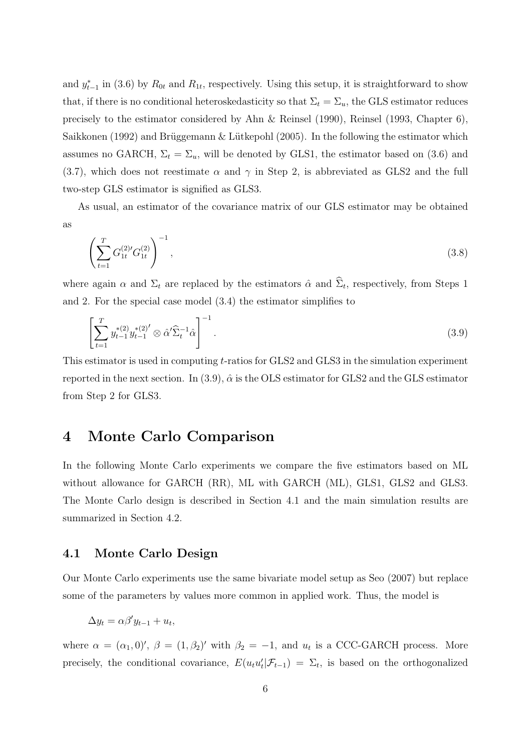and $y^*_{t-1}$ in (3.6) by $R_{0t}$ and $R_{1t}$, respectively. Using this setup, it is straightforward to show that, if there is no conditional heteroskedasticity so that $\Sigma_t = \Sigma_u$, the GLS estimator reduces precisely to the estimator considered by Ahn & Reinsel (1990), Reinsel (1993, Chapter 6), Saikkonen (1992) and Brüggemann & Lütkepohl (2005). In the following the estimator which assumes no GARCH, $\Sigma_t = \Sigma_u$, will be denoted by GLS1, the estimator based on (3.6) and (3.7), which does not reestimate $\alpha$ and $\gamma$ in Step 2, is abbreviated as GLS2 and the full two-step GLS estimator is signified as GLS3.

As usual, an estimator of the covariance matrix of our GLS estimator may be obtained as

$$\left( \sum_{t=1}^{T} G_{1t}^{(2)\prime} G_{1t}^{(2)} \right)^{-1}, \tag{3.8}$$

where again $\alpha$ and $\Sigma_t$ are replaced by the estimators $\hat{\alpha}$ and $\widehat{\Sigma}_t$, respectively, from Steps 1 and 2. For the special case model (3.4) the estimator simplifies to

$$\left[ \sum_{t=1}^{T} y_{t-1}^{*(2)} y_{t-1}^{*(2)\prime} \otimes \hat{\alpha}' \widehat{\Sigma}_t^{-1} \hat{\alpha} \right]^{-1}. \tag{3.9}$$

This estimator is used in computing $t$-ratios for GLS2 and GLS3 in the simulation experiment reported in the next section. In (3.9), $\hat{\alpha}$ is the OLS estimator for GLS2 and the GLS estimator from Step 2 for GLS3.

# 4 Monte Carlo Comparison

In the following Monte Carlo experiments we compare the five estimators based on ML without allowance for GARCH (RR), ML with GARCH (ML), GLS1, GLS2 and GLS3. The Monte Carlo design is described in Section 4.1 and the main simulation results are summarized in Section 4.2.

## 4.1 Monte Carlo Design

Our Monte Carlo experiments use the same bivariate model setup as Seo (2007) but replace some of the parameters by values more common in applied work. Thus, the model is

$$\Delta y_t = \alpha \beta' y_{t-1} + u_t,$$

where $\alpha = (\alpha_1, 0)'$, $\beta = (1, \beta_2)'$ with $\beta_2 = -1$, and $u_t$ is a CCC-GARCH process. More precisely, the conditional covariance, $E(u_t u_t' | \mathcal{F}_{t-1}) = \Sigma_t$, is based on the orthogonalized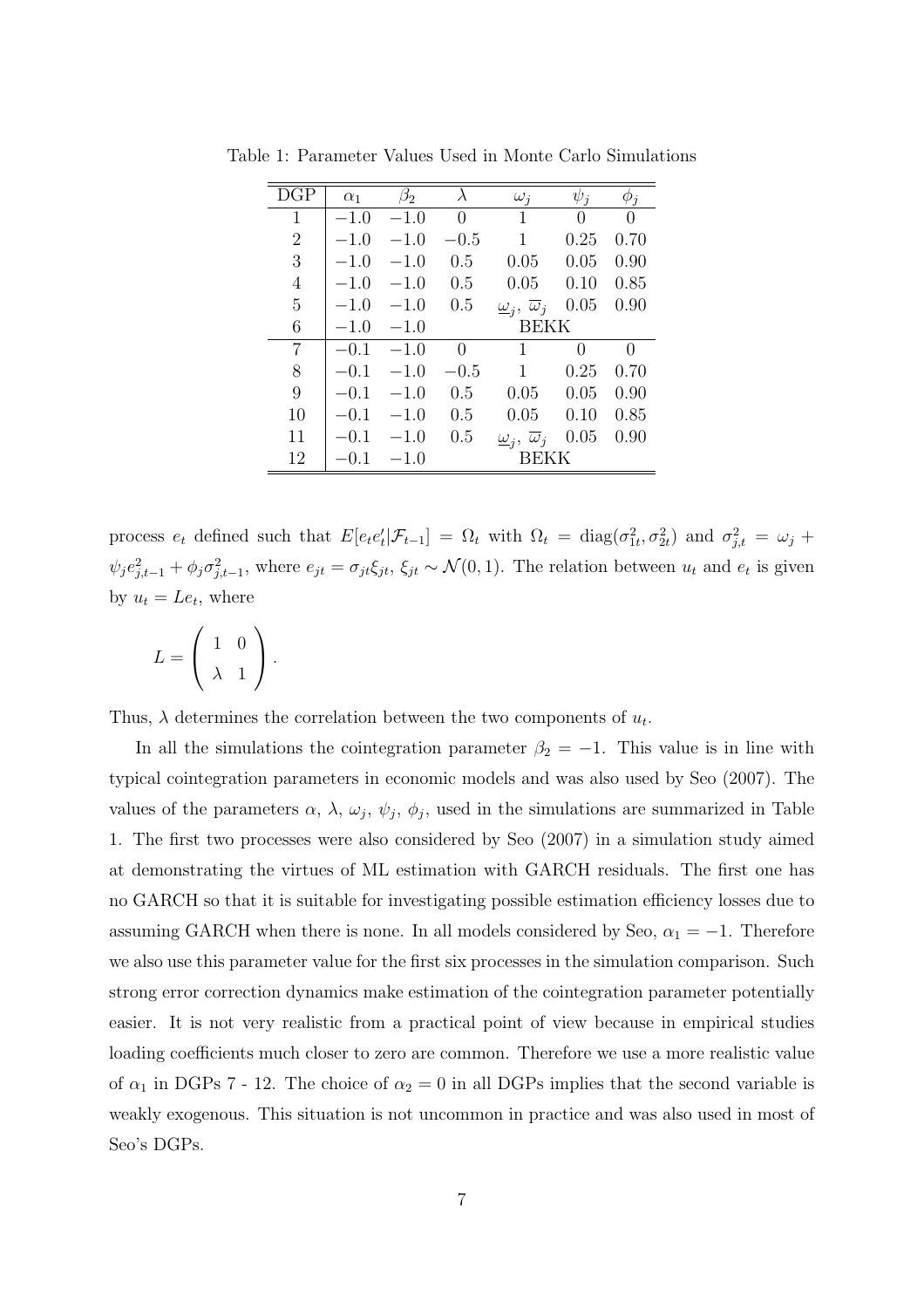Table 1: Parameter Values Used in Monte Carlo Simulations

| DGP | $\alpha_1$ | $\beta_2$ | $\lambda$ | $\omega_j$ | $\psi_j$ | $\phi_j$ |
|---|---|---|---|---|---|---|
| 1 | $-1.0$ | $-1.0$ | 0 | 1 | 0 | 0 |
| 2 | $-1.0$ | $-1.0$ | $-0.5$ | 1 | 0.25 | 0.70 |
| 3 | $-1.0$ | $-1.0$ | 0.5 | 0.05 | 0.05 | 0.90 |
| 4 | $-1.0$ | $-1.0$ | 0.5 | 0.05 | 0.10 | 0.85 |
| 5 | $-1.0$ | $-1.0$ | 0.5 | $\underline{\omega}_j$, $\overline{\omega}_j$ | 0.05 | 0.90 |
| 6 | $-1.0$ | $-1.0$ | | BEKK | | |
| 7 | $-0.1$ | $-1.0$ | 0 | 1 | 0 | 0 |
| 8 | $-0.1$ | $-1.0$ | $-0.5$ | 1 | 0.25 | 0.70 |
| 9 | $-0.1$ | $-1.0$ | 0.5 | 0.05 | 0.05 | 0.90 |
| 10 | $-0.1$ | $-1.0$ | 0.5 | 0.05 | 0.10 | 0.85 |
| 11 | $-0.1$ | $-1.0$ | 0.5 | $\underline{\omega}_j$, $\overline{\omega}_j$ | 0.05 | 0.90 |
| 12 | $-0.1$ | $-1.0$ | | BEKK | | |

process $e_t$ defined such that $E[e_t e_t'|\mathcal{F}_{t-1}] = \Omega_t$ with $\Omega_t = \text{diag}(\sigma_{1t}^2, \sigma_{2t}^2)$ and $\sigma_{j,t}^2 = \omega_j + \psi_j e_{j,t-1}^2 + \phi_j \sigma_{j,t-1}^2$, where $e_{jt} = \sigma_{jt}\xi_{jt}$, $\xi_{jt} \sim \mathcal{N}(0,1)$. The relation between $u_t$ and $e_t$ is given by $u_t = Le_t$, where

$$L = \begin{pmatrix} 1 & 0 \\ \lambda & 1 \end{pmatrix}.$$

Thus, $\lambda$ determines the correlation between the two components of $u_t$.

In all the simulations the cointegration parameter $\beta_2 = -1$. This value is in line with typical cointegration parameters in economic models and was also used by Seo (2007). The values of the parameters $\alpha$, $\lambda$, $\omega_j$, $\psi_j$, $\phi_j$, used in the simulations are summarized in Table 1. The first two processes were also considered by Seo (2007) in a simulation study aimed at demonstrating the virtues of ML estimation with GARCH residuals. The first one has no GARCH so that it is suitable for investigating possible estimation efficiency losses due to assuming GARCH when there is none. In all models considered by Seo, $\alpha_1 = -1$. Therefore we also use this parameter value for the first six processes in the simulation comparison. Such strong error correction dynamics make estimation of the cointegration parameter potentially easier. It is not very realistic from a practical point of view because in empirical studies loading coefficients much closer to zero are common. Therefore we use a more realistic value of $\alpha_1$ in DGPs 7 - 12. The choice of $\alpha_2 = 0$ in all DGPs implies that the second variable is weakly exogenous. This situation is not uncommon in practice and was also used in most of Seo's DGPs.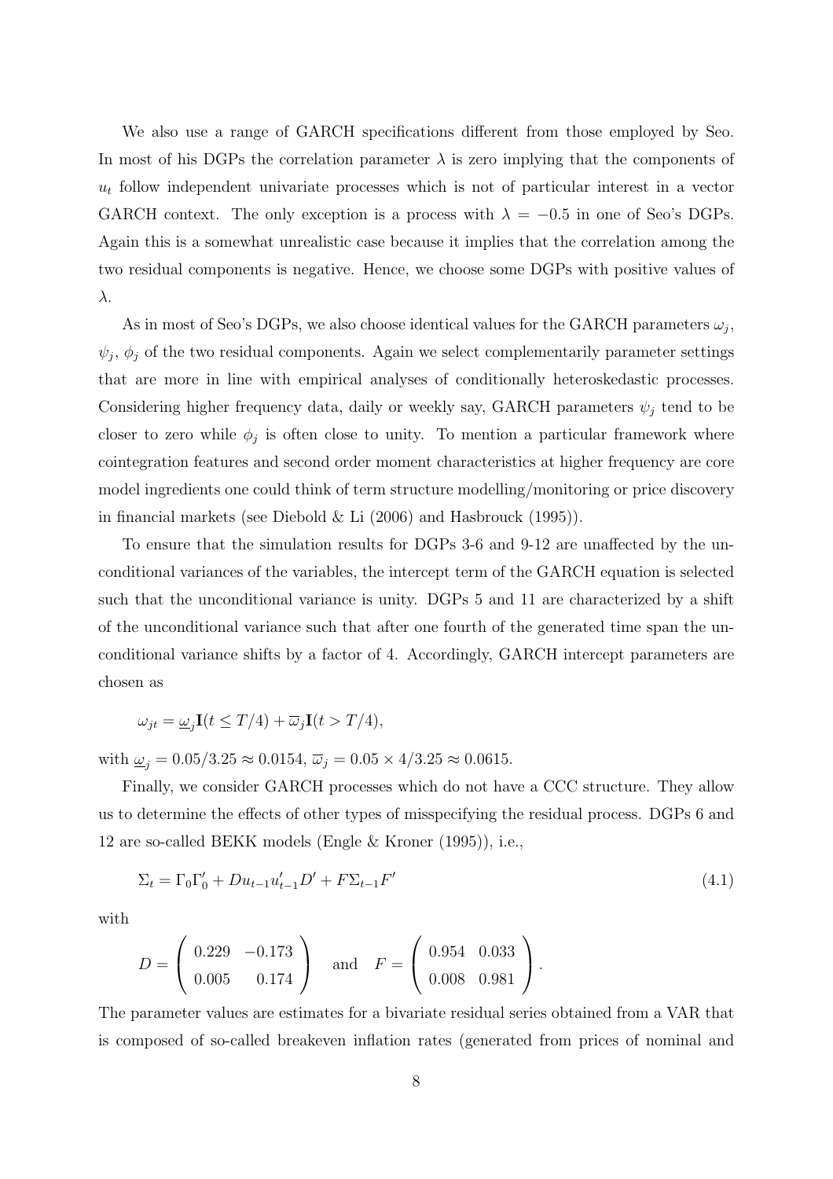We also use a range of GARCH specifications different from those employed by Seo. In most of his DGPs the correlation parameter $\lambda$ is zero implying that the components of $u_t$ follow independent univariate processes which is not of particular interest in a vector GARCH context. The only exception is a process with $\lambda = -0.5$ in one of Seo's DGPs. Again this is a somewhat unrealistic case because it implies that the correlation among the two residual components is negative. Hence, we choose some DGPs with positive values of $\lambda$.

As in most of Seo's DGPs, we also choose identical values for the GARCH parameters $\omega_j$, $\psi_j$, $\phi_j$ of the two residual components. Again we select complementarily parameter settings that are more in line with empirical analyses of conditionally heteroskedastic processes. Considering higher frequency data, daily or weekly say, GARCH parameters $\psi_j$ tend to be closer to zero while $\phi_j$ is often close to unity. To mention a particular framework where cointegration features and second order moment characteristics at higher frequency are core model ingredients one could think of term structure modelling/monitoring or price discovery in financial markets (see Diebold & Li (2006) and Hasbrouck (1995)).

To ensure that the simulation results for DGPs 3-6 and 9-12 are unaffected by the unconditional variances of the variables, the intercept term of the GARCH equation is selected such that the unconditional variance is unity. DGPs 5 and 11 are characterized by a shift of the unconditional variance such that after one fourth of the generated time span the unconditional variance shifts by a factor of 4. Accordingly, GARCH intercept parameters are chosen as

$$\omega_{jt} = \underline{\omega}_j \mathbf{I}(t \leq T/4) + \overline{\omega}_j \mathbf{I}(t > T/4),$$

with $\underline{\omega}_j = 0.05/3.25 \approx 0.0154$, $\overline{\omega}_j = 0.05 \times 4/3.25 \approx 0.0615$.

Finally, we consider GARCH processes which do not have a CCC structure. They allow us to determine the effects of other types of misspecifying the residual process. DGPs 6 and 12 are so-called BEKK models (Engle & Kroner (1995)), i.e.,

$$\Sigma_t = \Gamma_0 \Gamma_0' + D u_{t-1} u_{t-1}' D' + F \Sigma_{t-1} F' \tag{4.1}$$

with

$$D = \begin{pmatrix} 0.229 & -0.173 \\ 0.005 & 0.174 \end{pmatrix} \quad \text{and} \quad F = \begin{pmatrix} 0.954 & 0.033 \\ 0.008 & 0.981 \end{pmatrix}.$$

The parameter values are estimates for a bivariate residual series obtained from a VAR that is composed of so-called breakeven inflation rates (generated from prices of nominal and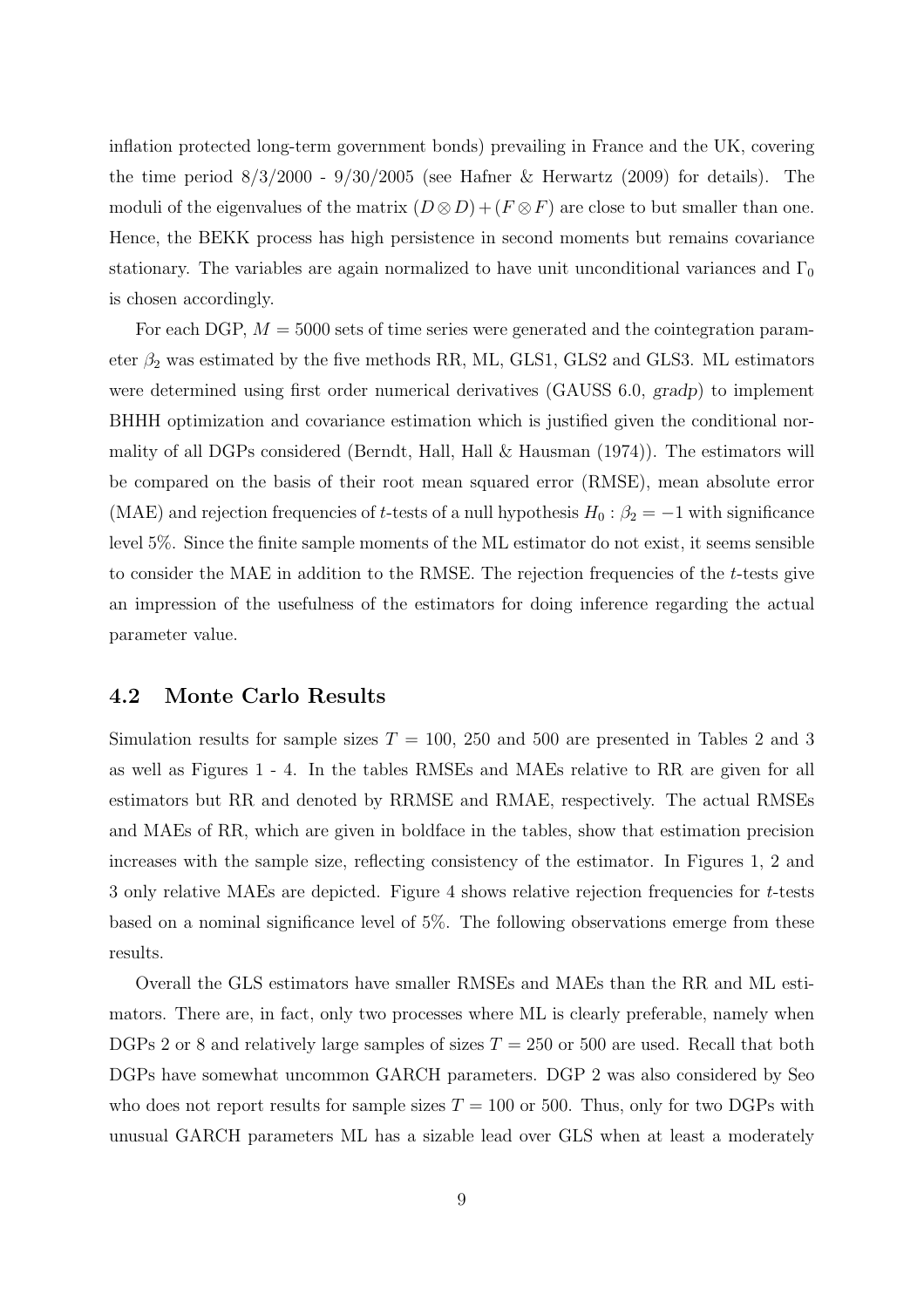inflation protected long-term government bonds) prevailing in France and the UK, covering the time period 8/3/2000 - 9/30/2005 (see Hafner & Herwartz (2009) for details). The moduli of the eigenvalues of the matrix $(D \otimes D) + (F \otimes F)$ are close to but smaller than one. Hence, the BEKK process has high persistence in second moments but remains covariance stationary. The variables are again normalized to have unit unconditional variances and $\Gamma_0$ is chosen accordingly.

For each DGP, $M = 5000$ sets of time series were generated and the cointegration parameter $\beta_2$ was estimated by the five methods RR, ML, GLS1, GLS2 and GLS3. ML estimators were determined using first order numerical derivatives (GAUSS 6.0, *gradp*) to implement BHHH optimization and covariance estimation which is justified given the conditional normality of all DGPs considered (Berndt, Hall, Hall & Hausman (1974)). The estimators will be compared on the basis of their root mean squared error (RMSE), mean absolute error (MAE) and rejection frequencies of $t$-tests of a null hypothesis $H_0 : \beta_2 = -1$ with significance level 5%. Since the finite sample moments of the ML estimator do not exist, it seems sensible to consider the MAE in addition to the RMSE. The rejection frequencies of the $t$-tests give an impression of the usefulness of the estimators for doing inference regarding the actual parameter value.

## 4.2 Monte Carlo Results

Simulation results for sample sizes $T = 100$, 250 and 500 are presented in Tables 2 and 3 as well as Figures 1 - 4. In the tables RMSEs and MAEs relative to RR are given for all estimators but RR and denoted by RRMSE and RMAE, respectively. The actual RMSEs and MAEs of RR, which are given in boldface in the tables, show that estimation precision increases with the sample size, reflecting consistency of the estimator. In Figures 1, 2 and 3 only relative MAEs are depicted. Figure 4 shows relative rejection frequencies for $t$-tests based on a nominal significance level of 5%. The following observations emerge from these results.

Overall the GLS estimators have smaller RMSEs and MAEs than the RR and ML estimators. There are, in fact, only two processes where ML is clearly preferable, namely when DGPs 2 or 8 and relatively large samples of sizes $T = 250$ or 500 are used. Recall that both DGPs have somewhat uncommon GARCH parameters. DGP 2 was also considered by Seo who does not report results for sample sizes $T = 100$ or 500. Thus, only for two DGPs with unusual GARCH parameters ML has a sizable lead over GLS when at least a moderately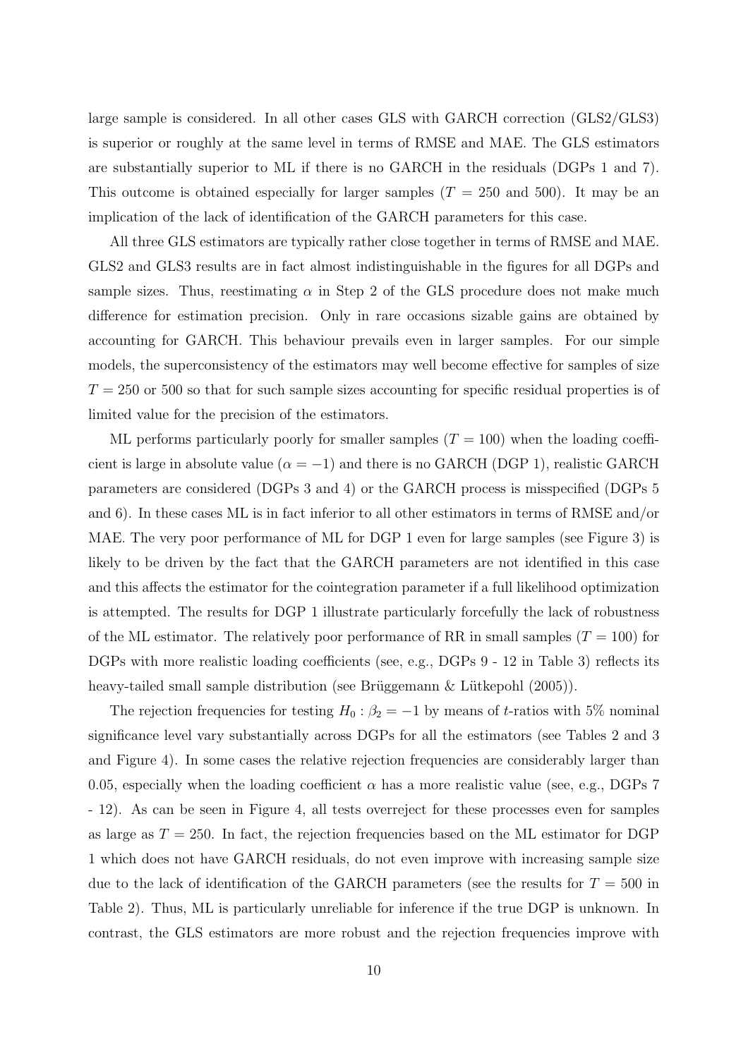large sample is considered. In all other cases GLS with GARCH correction (GLS2/GLS3) is superior or roughly at the same level in terms of RMSE and MAE. The GLS estimators are substantially superior to ML if there is no GARCH in the residuals (DGPs 1 and 7). This outcome is obtained especially for larger samples ($T = 250$ and 500). It may be an implication of the lack of identification of the GARCH parameters for this case.

All three GLS estimators are typically rather close together in terms of RMSE and MAE. GLS2 and GLS3 results are in fact almost indistinguishable in the figures for all DGPs and sample sizes. Thus, reestimating $\alpha$ in Step 2 of the GLS procedure does not make much difference for estimation precision. Only in rare occasions sizable gains are obtained by accounting for GARCH. This behaviour prevails even in larger samples. For our simple models, the superconsistency of the estimators may well become effective for samples of size $T = 250$ or 500 so that for such sample sizes accounting for specific residual properties is of limited value for the precision of the estimators.

ML performs particularly poorly for smaller samples ($T = 100$) when the loading coefficient is large in absolute value ($\alpha = -1$) and there is no GARCH (DGP 1), realistic GARCH parameters are considered (DGPs 3 and 4) or the GARCH process is misspecified (DGPs 5 and 6). In these cases ML is in fact inferior to all other estimators in terms of RMSE and/or MAE. The very poor performance of ML for DGP 1 even for large samples (see Figure 3) is likely to be driven by the fact that the GARCH parameters are not identified in this case and this affects the estimator for the cointegration parameter if a full likelihood optimization is attempted. The results for DGP 1 illustrate particularly forcefully the lack of robustness of the ML estimator. The relatively poor performance of RR in small samples ($T = 100$) for DGPs with more realistic loading coefficients (see, e.g., DGPs 9 - 12 in Table 3) reflects its heavy-tailed small sample distribution (see Brüggemann & Lütkepohl (2005)).

The rejection frequencies for testing $H_0 : \beta_2 = -1$ by means of $t$-ratios with 5% nominal significance level vary substantially across DGPs for all the estimators (see Tables 2 and 3 and Figure 4). In some cases the relative rejection frequencies are considerably larger than 0.05, especially when the loading coefficient $\alpha$ has a more realistic value (see, e.g., DGPs 7 - 12). As can be seen in Figure 4, all tests overreject for these processes even for samples as large as $T = 250$. In fact, the rejection frequencies based on the ML estimator for DGP 1 which does not have GARCH residuals, do not even improve with increasing sample size due to the lack of identification of the GARCH parameters (see the results for $T = 500$ in Table 2). Thus, ML is particularly unreliable for inference if the true DGP is unknown. In contrast, the GLS estimators are more robust and the rejection frequencies improve with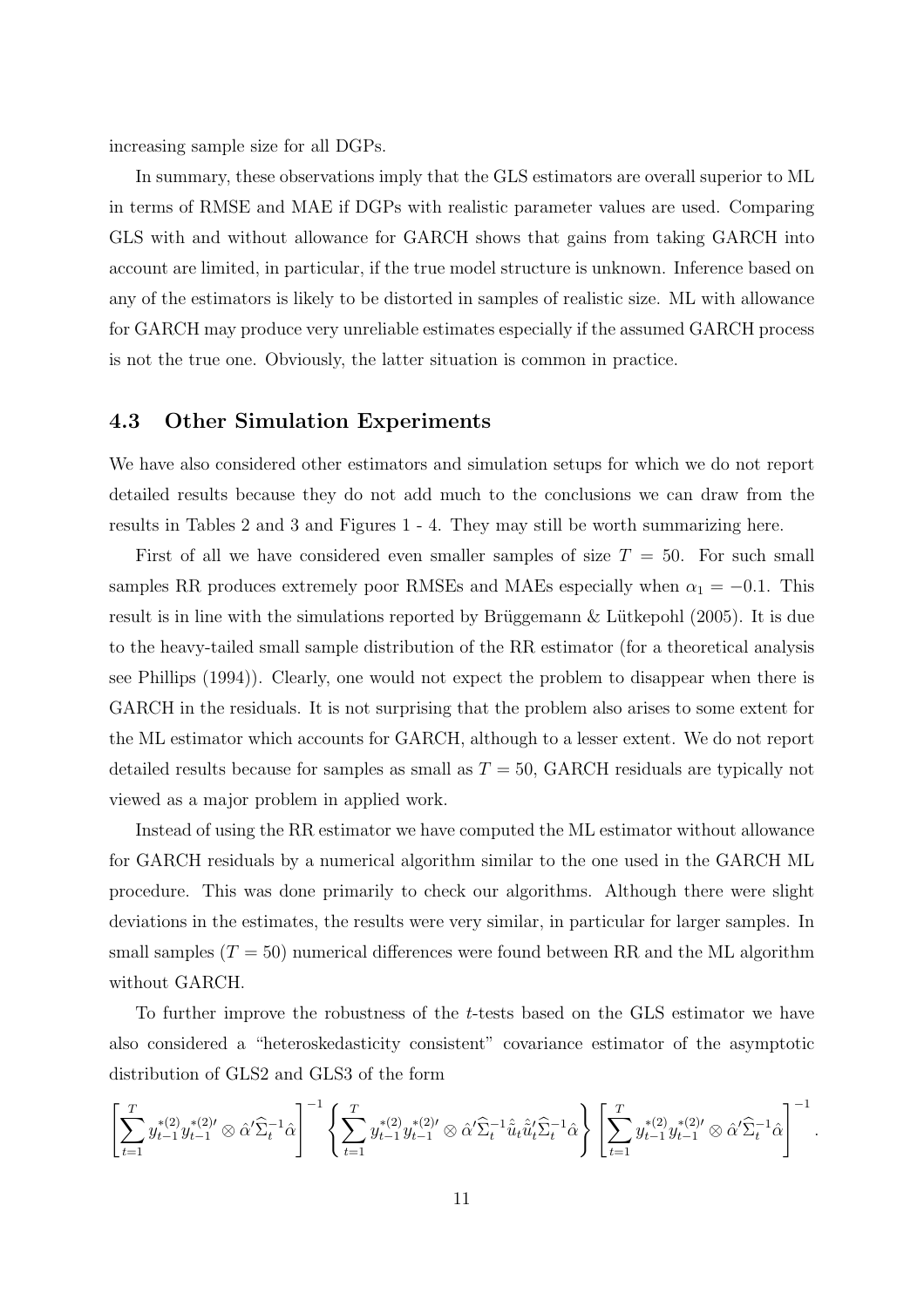increasing sample size for all DGPs.

In summary, these observations imply that the GLS estimators are overall superior to ML in terms of RMSE and MAE if DGPs with realistic parameter values are used. Comparing GLS with and without allowance for GARCH shows that gains from taking GARCH into account are limited, in particular, if the true model structure is unknown. Inference based on any of the estimators is likely to be distorted in samples of realistic size. ML with allowance for GARCH may produce very unreliable estimates especially if the assumed GARCH process is not the true one. Obviously, the latter situation is common in practice.

### 4.3 Other Simulation Experiments

We have also considered other estimators and simulation setups for which we do not report detailed results because they do not add much to the conclusions we can draw from the results in Tables 2 and 3 and Figures 1 - 4. They may still be worth summarizing here.

First of all we have considered even smaller samples of size $T = 50$. For such small samples RR produces extremely poor RMSEs and MAEs especially when $\alpha_1 = -0.1$. This result is in line with the simulations reported by Brüggemann & Lütkepohl (2005). It is due to the heavy-tailed small sample distribution of the RR estimator (for a theoretical analysis see Phillips (1994)). Clearly, one would not expect the problem to disappear when there is GARCH in the residuals. It is not surprising that the problem also arises to some extent for the ML estimator which accounts for GARCH, although to a lesser extent. We do not report detailed results because for samples as small as $T = 50$, GARCH residuals are typically not viewed as a major problem in applied work.

Instead of using the RR estimator we have computed the ML estimator without allowance for GARCH residuals by a numerical algorithm similar to the one used in the GARCH ML procedure. This was done primarily to check our algorithms. Although there were slight deviations in the estimates, the results were very similar, in particular for larger samples. In small samples ($T = 50$) numerical differences were found between RR and the ML algorithm without GARCH.

To further improve the robustness of the $t$-tests based on the GLS estimator we have also considered a "heteroskedasticity consistent" covariance estimator of the asymptotic distribution of GLS2 and GLS3 of the form

$$\left[\sum_{t=1}^{T} y_{t-1}^{*(2)} y_{t-1}^{*(2)\prime} \otimes \hat{\alpha}' \widehat{\Sigma}_t^{-1} \hat{\alpha}\right]^{-1} \left\{\sum_{t=1}^{T} y_{t-1}^{*(2)} y_{t-1}^{*(2)\prime} \otimes \hat{\alpha}' \widehat{\Sigma}_t^{-1} \hat{\hat{u}}_t \hat{\hat{u}}_t' \widehat{\Sigma}_t^{-1} \hat{\alpha}\right\} \left[\sum_{t=1}^{T} y_{t-1}^{*(2)} y_{t-1}^{*(2)\prime} \otimes \hat{\alpha}' \widehat{\Sigma}_t^{-1} \hat{\alpha}\right]^{-1}.$$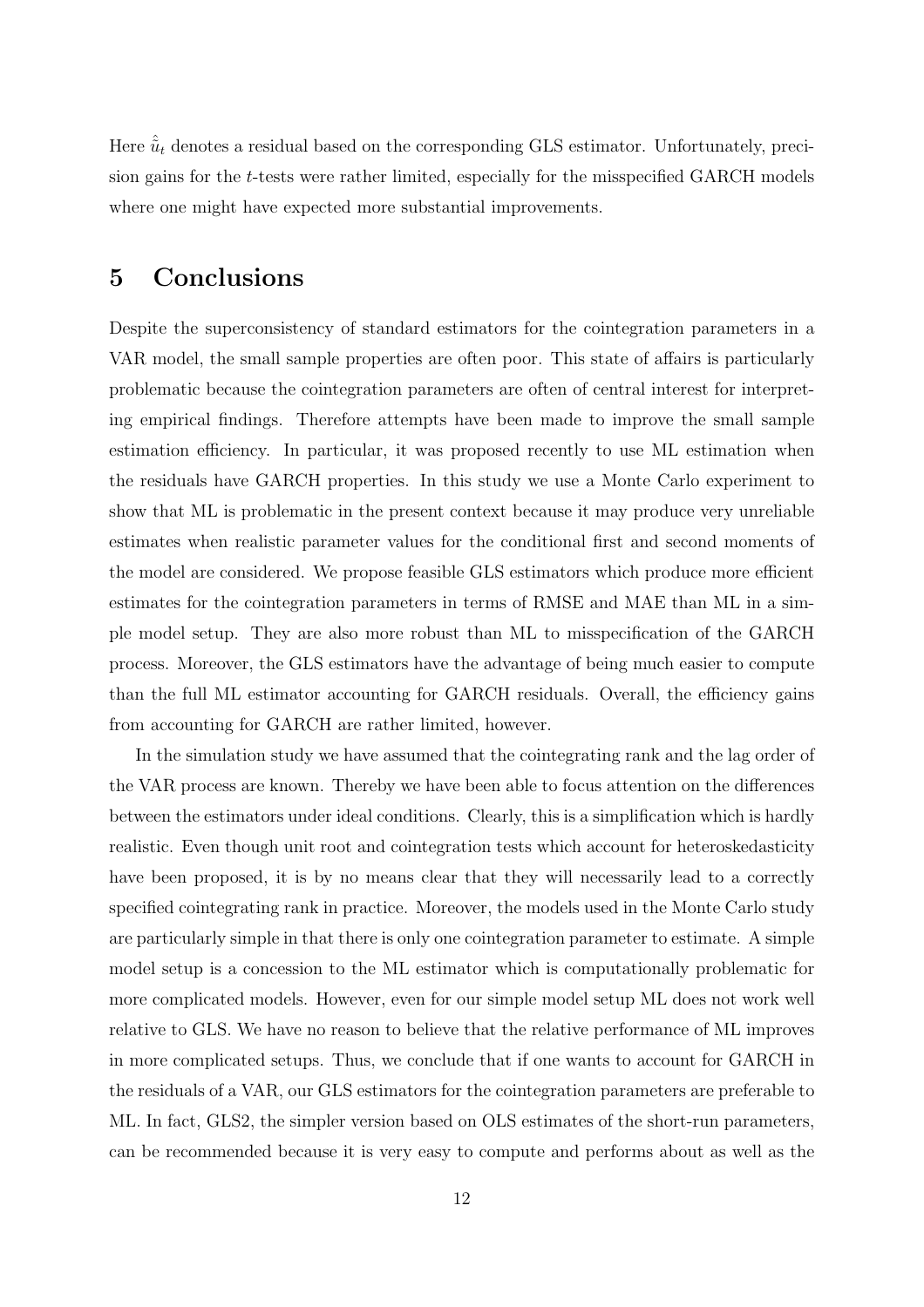Here $\hat{\hat{u}}_t$ denotes a residual based on the corresponding GLS estimator. Unfortunately, precision gains for the $t$-tests were rather limited, especially for the misspecified GARCH models where one might have expected more substantial improvements.

# 5 Conclusions

Despite the superconsistency of standard estimators for the cointegration parameters in a VAR model, the small sample properties are often poor. This state of affairs is particularly problematic because the cointegration parameters are often of central interest for interpreting empirical findings. Therefore attempts have been made to improve the small sample estimation efficiency. In particular, it was proposed recently to use ML estimation when the residuals have GARCH properties. In this study we use a Monte Carlo experiment to show that ML is problematic in the present context because it may produce very unreliable estimates when realistic parameter values for the conditional first and second moments of the model are considered. We propose feasible GLS estimators which produce more efficient estimates for the cointegration parameters in terms of RMSE and MAE than ML in a simple model setup. They are also more robust than ML to misspecification of the GARCH process. Moreover, the GLS estimators have the advantage of being much easier to compute than the full ML estimator accounting for GARCH residuals. Overall, the efficiency gains from accounting for GARCH are rather limited, however.

In the simulation study we have assumed that the cointegrating rank and the lag order of the VAR process are known. Thereby we have been able to focus attention on the differences between the estimators under ideal conditions. Clearly, this is a simplification which is hardly realistic. Even though unit root and cointegration tests which account for heteroskedasticity have been proposed, it is by no means clear that they will necessarily lead to a correctly specified cointegrating rank in practice. Moreover, the models used in the Monte Carlo study are particularly simple in that there is only one cointegration parameter to estimate. A simple model setup is a concession to the ML estimator which is computationally problematic for more complicated models. However, even for our simple model setup ML does not work well relative to GLS. We have no reason to believe that the relative performance of ML improves in more complicated setups. Thus, we conclude that if one wants to account for GARCH in the residuals of a VAR, our GLS estimators for the cointegration parameters are preferable to ML. In fact, GLS2, the simpler version based on OLS estimates of the short-run parameters, can be recommended because it is very easy to compute and performs about as well as the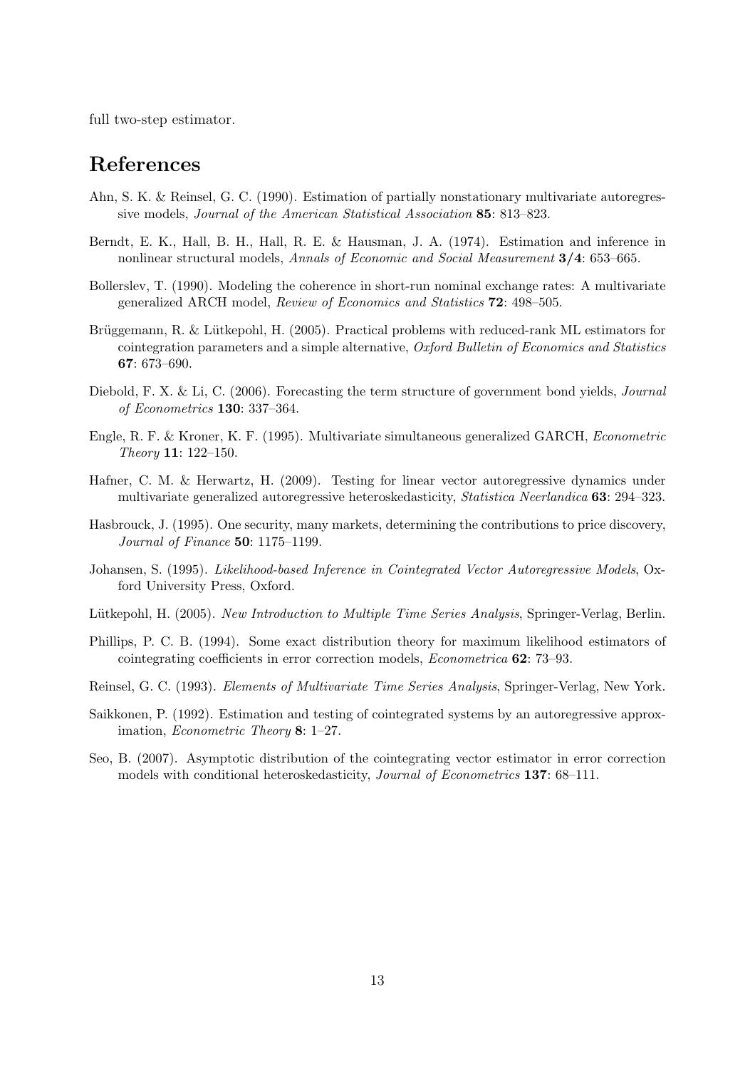full two-step estimator.

# References

Ahn, S. K. & Reinsel, G. C. (1990). Estimation of partially nonstationary multivariate autoregressive models, *Journal of the American Statistical Association* **85**: 813–823.

Berndt, E. K., Hall, B. H., Hall, R. E. & Hausman, J. A. (1974). Estimation and inference in nonlinear structural models, *Annals of Economic and Social Measurement* **3/4**: 653–665.

Bollerslev, T. (1990). Modeling the coherence in short-run nominal exchange rates: A multivariate generalized ARCH model, *Review of Economics and Statistics* **72**: 498–505.

Brüggemann, R. & Lütkepohl, H. (2005). Practical problems with reduced-rank ML estimators for cointegration parameters and a simple alternative, *Oxford Bulletin of Economics and Statistics* **67**: 673–690.

Diebold, F. X. & Li, C. (2006). Forecasting the term structure of government bond yields, *Journal of Econometrics* **130**: 337–364.

Engle, R. F. & Kroner, K. F. (1995). Multivariate simultaneous generalized GARCH, *Econometric Theory* **11**: 122–150.

Hafner, C. M. & Herwartz, H. (2009). Testing for linear vector autoregressive dynamics under multivariate generalized autoregressive heteroskedasticity, *Statistica Neerlandica* **63**: 294–323.

Hasbrouck, J. (1995). One security, many markets, determining the contributions to price discovery, *Journal of Finance* **50**: 1175–1199.

Johansen, S. (1995). *Likelihood-based Inference in Cointegrated Vector Autoregressive Models*, Oxford University Press, Oxford.

Lütkepohl, H. (2005). *New Introduction to Multiple Time Series Analysis*, Springer-Verlag, Berlin.

Phillips, P. C. B. (1994). Some exact distribution theory for maximum likelihood estimators of cointegrating coefficients in error correction models, *Econometrica* **62**: 73–93.

Reinsel, G. C. (1993). *Elements of Multivariate Time Series Analysis*, Springer-Verlag, New York.

Saikkonen, P. (1992). Estimation and testing of cointegrated systems by an autoregressive approximation, *Econometric Theory* **8**: 1–27.

Seo, B. (2007). Asymptotic distribution of the cointegrating vector estimator in error correction models with conditional heteroskedasticity, *Journal of Econometrics* **137**: 68–111.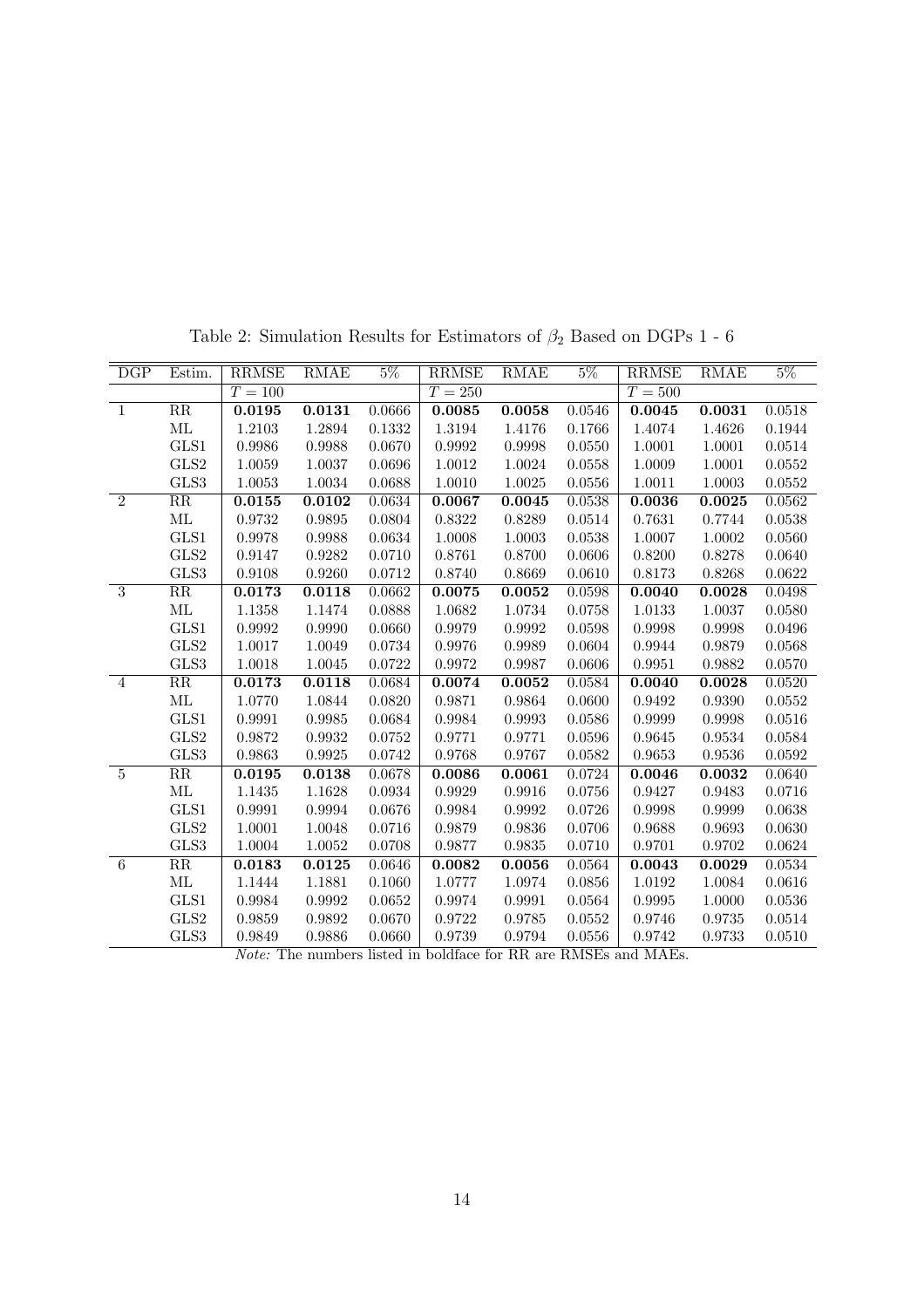Table 2: Simulation Results for Estimators of $\beta_2$ Based on DGPs 1 - 6

| DGP | Estim. | RRMSE | RMAE | 5% | RRMSE | RMAE | 5% | RRMSE | RMAE | 5% |
|---|---|---|---|---|---|---|---|---|---|---|
| | | $T = 100$ | | | $T = 250$ | | | $T = 500$ | | |
| 1 | RR | **0.0195** | **0.0131** | 0.0666 | **0.0085** | **0.0058** | 0.0546 | **0.0045** | **0.0031** | 0.0518 |
| | ML | 1.2103 | 1.2894 | 0.1332 | 1.3194 | 1.4176 | 0.1766 | 1.4074 | 1.4626 | 0.1944 |
| | GLS1 | 0.9986 | 0.9988 | 0.0670 | 0.9992 | 0.9998 | 0.0550 | 1.0001 | 1.0001 | 0.0514 |
| | GLS2 | 1.0059 | 1.0037 | 0.0696 | 1.0012 | 1.0024 | 0.0558 | 1.0009 | 1.0001 | 0.0552 |
| | GLS3 | 1.0053 | 1.0034 | 0.0688 | 1.0010 | 1.0025 | 0.0556 | 1.0011 | 1.0003 | 0.0552 |
| 2 | RR | **0.0155** | **0.0102** | 0.0634 | **0.0067** | **0.0045** | 0.0538 | **0.0036** | **0.0025** | 0.0562 |
| | ML | 0.9732 | 0.9895 | 0.0804 | 0.8322 | 0.8289 | 0.0514 | 0.7631 | 0.7744 | 0.0538 |
| | GLS1 | 0.9978 | 0.9988 | 0.0634 | 1.0008 | 1.0003 | 0.0538 | 1.0007 | 1.0002 | 0.0560 |
| | GLS2 | 0.9147 | 0.9282 | 0.0710 | 0.8761 | 0.8700 | 0.0606 | 0.8200 | 0.8278 | 0.0640 |
| | GLS3 | 0.9108 | 0.9260 | 0.0712 | 0.8740 | 0.8669 | 0.0610 | 0.8173 | 0.8268 | 0.0622 |
| 3 | RR | **0.0173** | **0.0118** | 0.0662 | **0.0075** | **0.0052** | 0.0598 | **0.0040** | **0.0028** | 0.0498 |
| | ML | 1.1358 | 1.1474 | 0.0888 | 1.0682 | 1.0734 | 0.0758 | 1.0133 | 1.0037 | 0.0580 |
| | GLS1 | 0.9992 | 0.9990 | 0.0660 | 0.9979 | 0.9992 | 0.0598 | 0.9998 | 0.9998 | 0.0496 |
| | GLS2 | 1.0017 | 1.0049 | 0.0734 | 0.9976 | 0.9989 | 0.0604 | 0.9944 | 0.9879 | 0.0568 |
| | GLS3 | 1.0018 | 1.0045 | 0.0722 | 0.9972 | 0.9987 | 0.0606 | 0.9951 | 0.9882 | 0.0570 |
| 4 | RR | **0.0173** | **0.0118** | 0.0684 | **0.0074** | **0.0052** | 0.0584 | **0.0040** | **0.0028** | 0.0520 |
| | ML | 1.0770 | 1.0844 | 0.0820 | 0.9871 | 0.9864 | 0.0600 | 0.9492 | 0.9390 | 0.0552 |
| | GLS1 | 0.9991 | 0.9985 | 0.0684 | 0.9984 | 0.9993 | 0.0586 | 0.9999 | 0.9998 | 0.0516 |
| | GLS2 | 0.9872 | 0.9932 | 0.0752 | 0.9771 | 0.9771 | 0.0596 | 0.9645 | 0.9534 | 0.0584 |
| | GLS3 | 0.9863 | 0.9925 | 0.0742 | 0.9768 | 0.9767 | 0.0582 | 0.9653 | 0.9536 | 0.0592 |
| 5 | RR | **0.0195** | **0.0138** | 0.0678 | **0.0086** | **0.0061** | 0.0724 | **0.0046** | **0.0032** | 0.0640 |
| | ML | 1.1435 | 1.1628 | 0.0934 | 0.9929 | 0.9916 | 0.0756 | 0.9427 | 0.9483 | 0.0716 |
| | GLS1 | 0.9991 | 0.9994 | 0.0676 | 0.9984 | 0.9992 | 0.0726 | 0.9998 | 0.9999 | 0.0638 |
| | GLS2 | 1.0001 | 1.0048 | 0.0716 | 0.9879 | 0.9836 | 0.0706 | 0.9688 | 0.9693 | 0.0630 |
| | GLS3 | 1.0004 | 1.0052 | 0.0708 | 0.9877 | 0.9835 | 0.0710 | 0.9701 | 0.9702 | 0.0624 |
| 6 | RR | **0.0183** | **0.0125** | 0.0646 | **0.0082** | **0.0056** | 0.0564 | **0.0043** | **0.0029** | 0.0534 |
| | ML | 1.1444 | 1.1881 | 0.1060 | 1.0777 | 1.0974 | 0.0856 | 1.0192 | 1.0084 | 0.0616 |
| | GLS1 | 0.9984 | 0.9992 | 0.0652 | 0.9974 | 0.9991 | 0.0564 | 0.9995 | 1.0000 | 0.0536 |
| | GLS2 | 0.9859 | 0.9892 | 0.0670 | 0.9722 | 0.9785 | 0.0552 | 0.9746 | 0.9735 | 0.0514 |
| | GLS3 | 0.9849 | 0.9886 | 0.0660 | 0.9739 | 0.9794 | 0.0556 | 0.9742 | 0.9733 | 0.0510 |

*Note:* The numbers listed in boldface for RR are RMSEs and MAEs.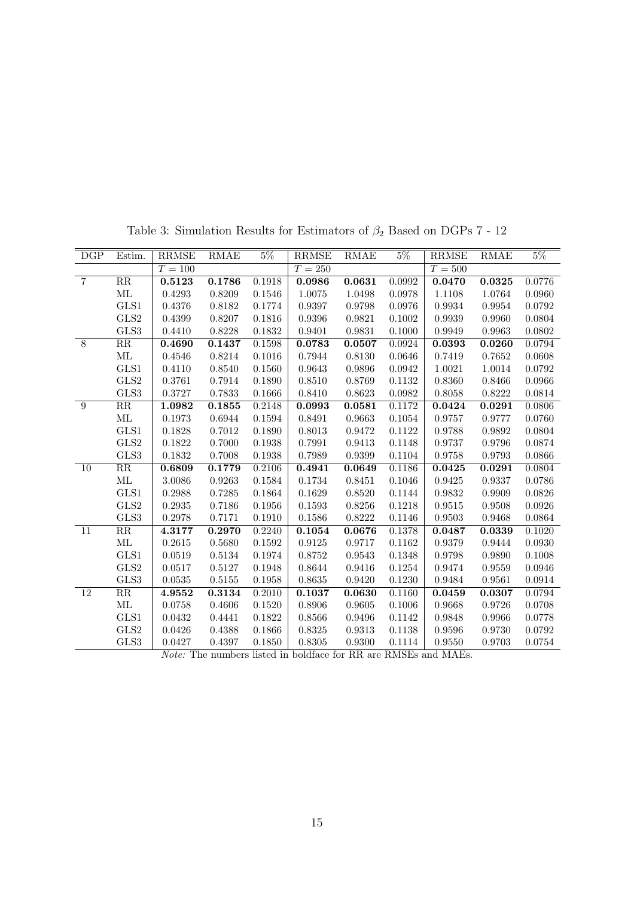Table 3: Simulation Results for Estimators of $\beta_2$ Based on DGPs 7 - 12

| DGP | Estim. | RRMSE | RMAE | 5% | RRMSE | RMAE | 5% | RRMSE | RMAE | 5% |
|---|---|---|---|---|---|---|---|---|---|---|
| | | $T = 100$ | | | $T = 250$ | | | $T = 500$ | | |
| 7 | RR | **0.5123** | **0.1786** | 0.1918 | **0.0986** | **0.0631** | 0.0992 | **0.0470** | **0.0325** | 0.0776 |
| | ML | 0.4293 | 0.8209 | 0.1546 | 1.0075 | 1.0498 | 0.0978 | 1.1108 | 1.0764 | 0.0960 |
| | GLS1 | 0.4376 | 0.8182 | 0.1774 | 0.9397 | 0.9798 | 0.0976 | 0.9934 | 0.9954 | 0.0792 |
| | GLS2 | 0.4399 | 0.8207 | 0.1816 | 0.9396 | 0.9821 | 0.1002 | 0.9939 | 0.9960 | 0.0804 |
| | GLS3 | 0.4410 | 0.8228 | 0.1832 | 0.9401 | 0.9831 | 0.1000 | 0.9949 | 0.9963 | 0.0802 |
| 8 | RR | **0.4690** | **0.1437** | 0.1598 | **0.0783** | **0.0507** | 0.0924 | **0.0393** | **0.0260** | 0.0794 |
| | ML | 0.4546 | 0.8214 | 0.1016 | 0.7944 | 0.8130 | 0.0646 | 0.7419 | 0.7652 | 0.0608 |
| | GLS1 | 0.4110 | 0.8540 | 0.1560 | 0.9643 | 0.9896 | 0.0942 | 1.0021 | 1.0014 | 0.0792 |
| | GLS2 | 0.3761 | 0.7914 | 0.1890 | 0.8510 | 0.8769 | 0.1132 | 0.8360 | 0.8466 | 0.0966 |
| | GLS3 | 0.3727 | 0.7833 | 0.1666 | 0.8410 | 0.8623 | 0.0982 | 0.8058 | 0.8222 | 0.0814 |
| 9 | RR | **1.0982** | **0.1855** | 0.2148 | **0.0993** | **0.0581** | 0.1172 | **0.0424** | **0.0291** | 0.0806 |
| | ML | 0.1973 | 0.6944 | 0.1594 | 0.8491 | 0.9663 | 0.1054 | 0.9757 | 0.9777 | 0.0760 |
| | GLS1 | 0.1828 | 0.7012 | 0.1890 | 0.8013 | 0.9472 | 0.1122 | 0.9788 | 0.9892 | 0.0804 |
| | GLS2 | 0.1822 | 0.7000 | 0.1938 | 0.7991 | 0.9413 | 0.1148 | 0.9737 | 0.9796 | 0.0874 |
| | GLS3 | 0.1832 | 0.7008 | 0.1938 | 0.7989 | 0.9399 | 0.1104 | 0.9758 | 0.9793 | 0.0866 |
| 10 | RR | **0.6809** | **0.1779** | 0.2106 | **0.4941** | **0.0649** | 0.1186 | **0.0425** | **0.0291** | 0.0804 |
| | ML | 3.0086 | 0.9263 | 0.1584 | 0.1734 | 0.8451 | 0.1046 | 0.9425 | 0.9337 | 0.0786 |
| | GLS1 | 0.2988 | 0.7285 | 0.1864 | 0.1629 | 0.8520 | 0.1144 | 0.9832 | 0.9909 | 0.0826 |
| | GLS2 | 0.2935 | 0.7186 | 0.1956 | 0.1593 | 0.8256 | 0.1218 | 0.9515 | 0.9508 | 0.0926 |
| | GLS3 | 0.2978 | 0.7171 | 0.1910 | 0.1586 | 0.8222 | 0.1146 | 0.9503 | 0.9468 | 0.0864 |
| 11 | RR | **4.3177** | **0.2970** | 0.2240 | **0.1054** | **0.0676** | 0.1378 | **0.0487** | **0.0339** | 0.1020 |
| | ML | 0.2615 | 0.5680 | 0.1592 | 0.9125 | 0.9717 | 0.1162 | 0.9379 | 0.9444 | 0.0930 |
| | GLS1 | 0.0519 | 0.5134 | 0.1974 | 0.8752 | 0.9543 | 0.1348 | 0.9798 | 0.9890 | 0.1008 |
| | GLS2 | 0.0517 | 0.5127 | 0.1948 | 0.8644 | 0.9416 | 0.1254 | 0.9474 | 0.9559 | 0.0946 |
| | GLS3 | 0.0535 | 0.5155 | 0.1958 | 0.8635 | 0.9420 | 0.1230 | 0.9484 | 0.9561 | 0.0914 |
| 12 | RR | **4.9552** | **0.3134** | 0.2010 | **0.1037** | **0.0630** | 0.1160 | **0.0459** | **0.0307** | 0.0794 |
| | ML | 0.0758 | 0.4606 | 0.1520 | 0.8906 | 0.9605 | 0.1006 | 0.9668 | 0.9726 | 0.0708 |
| | GLS1 | 0.0432 | 0.4441 | 0.1822 | 0.8566 | 0.9496 | 0.1142 | 0.9848 | 0.9966 | 0.0778 |
| | GLS2 | 0.0426 | 0.4388 | 0.1866 | 0.8325 | 0.9313 | 0.1138 | 0.9596 | 0.9730 | 0.0792 |
| | GLS3 | 0.0427 | 0.4397 | 0.1850 | 0.8305 | 0.9300 | 0.1114 | 0.9550 | 0.9703 | 0.0754 |

*Note:* The numbers listed in boldface for RR are RMSEs and MAEs.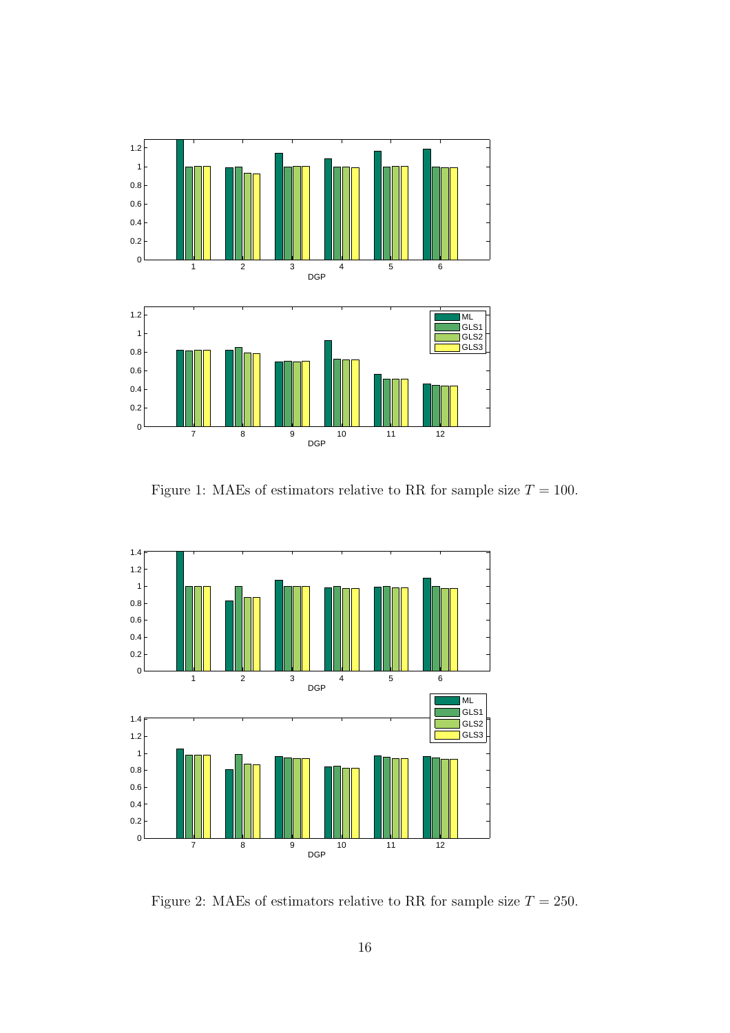Figure 1: MAEs of estimators relative to RR for sample size $T = 100$.

Figure 2: MAEs of estimators relative to RR for sample size $T = 250$.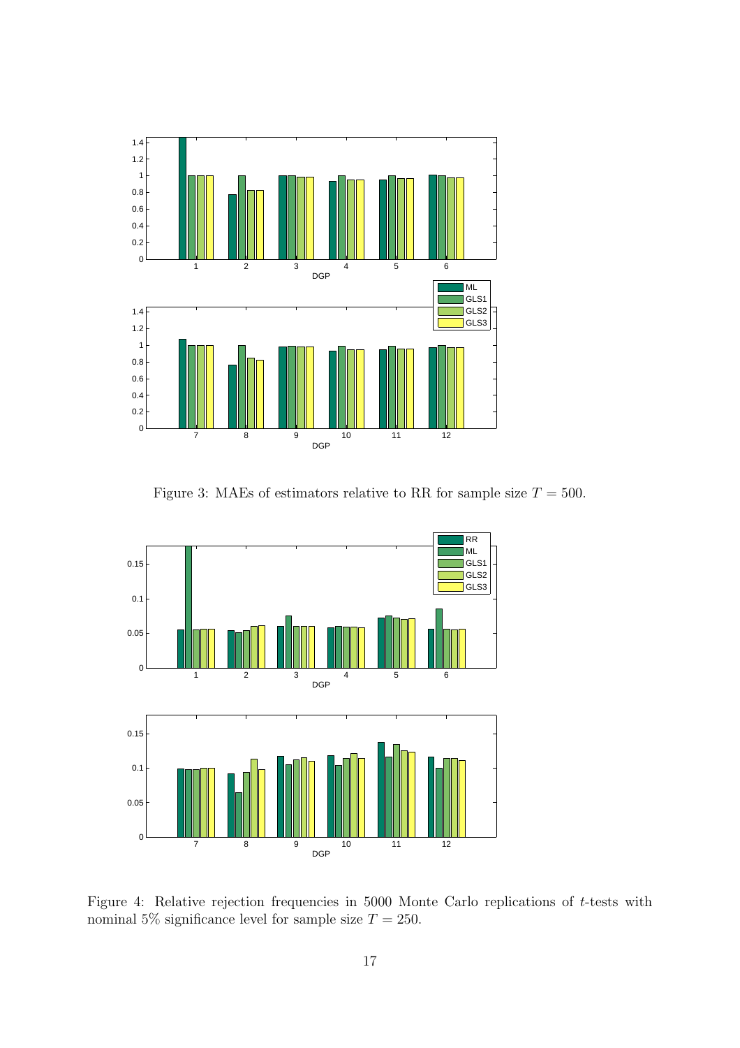1.4
1.2
1
0.8
0.6
0.4
0.2
0
1 2 3 4 5 6
DGP

ML
GLS1
GLS2
GLS3

1.4
1.2
1
0.8
0.6
0.4
0.2
0
7 8 9 10 11 12
DGP

Figure 3: MAEs of estimators relative to RR for sample size $T = 500$.

RR
ML
GLS1
GLS2
GLS3

0.15
0.1
0.05
0
1 2 3 4 5 6
DGP

0.15
0.1
0.05
0
7 8 9 10 11 12
DGP

Figure 4: Relative rejection frequencies in 5000 Monte Carlo replications of $t$-tests with nominal 5% significance level for sample size $T = 250$.